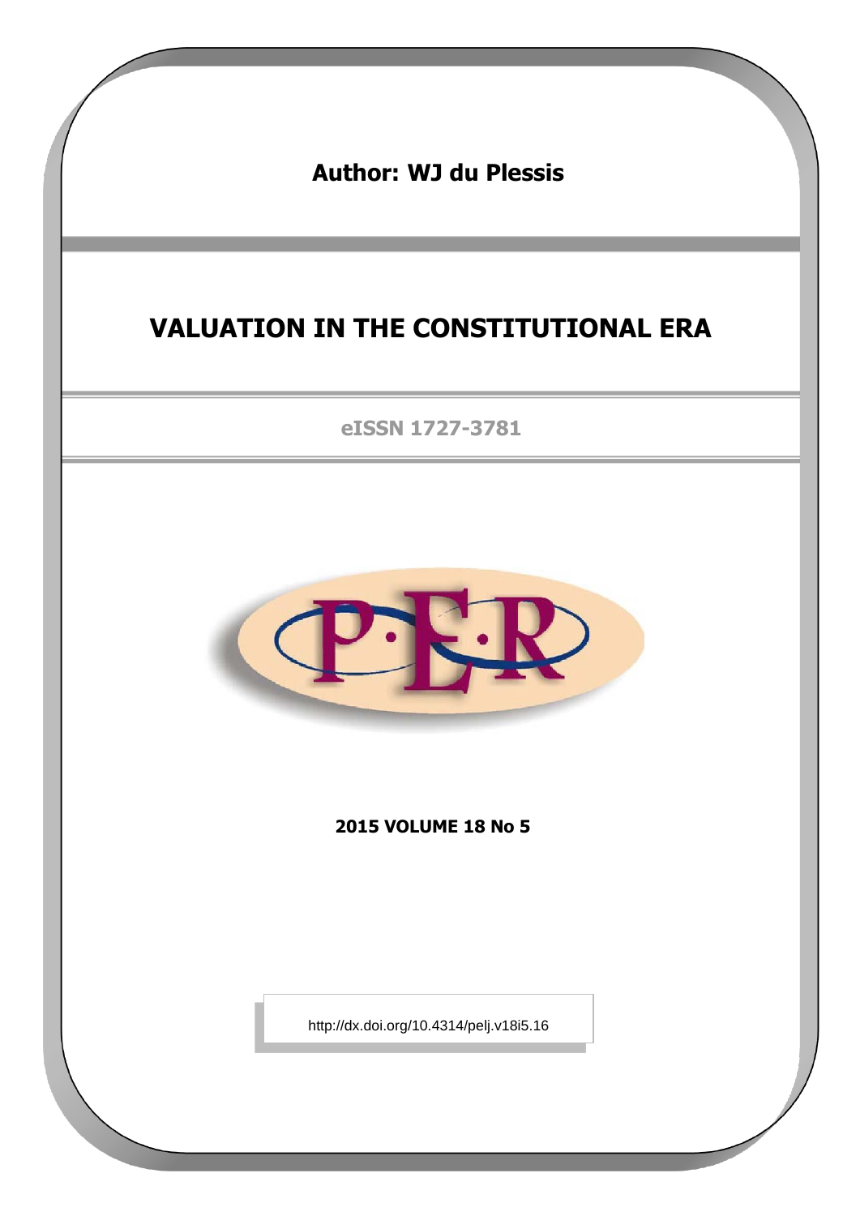**Author: WJ du Plessis**

# VALUATION IN THE CONSTITUTIONAL ERA

eISSN 1727-3781

**2015 VOLUME 18 No 5**

http://dx.doi.org/10.4314/pelj.v18i5.16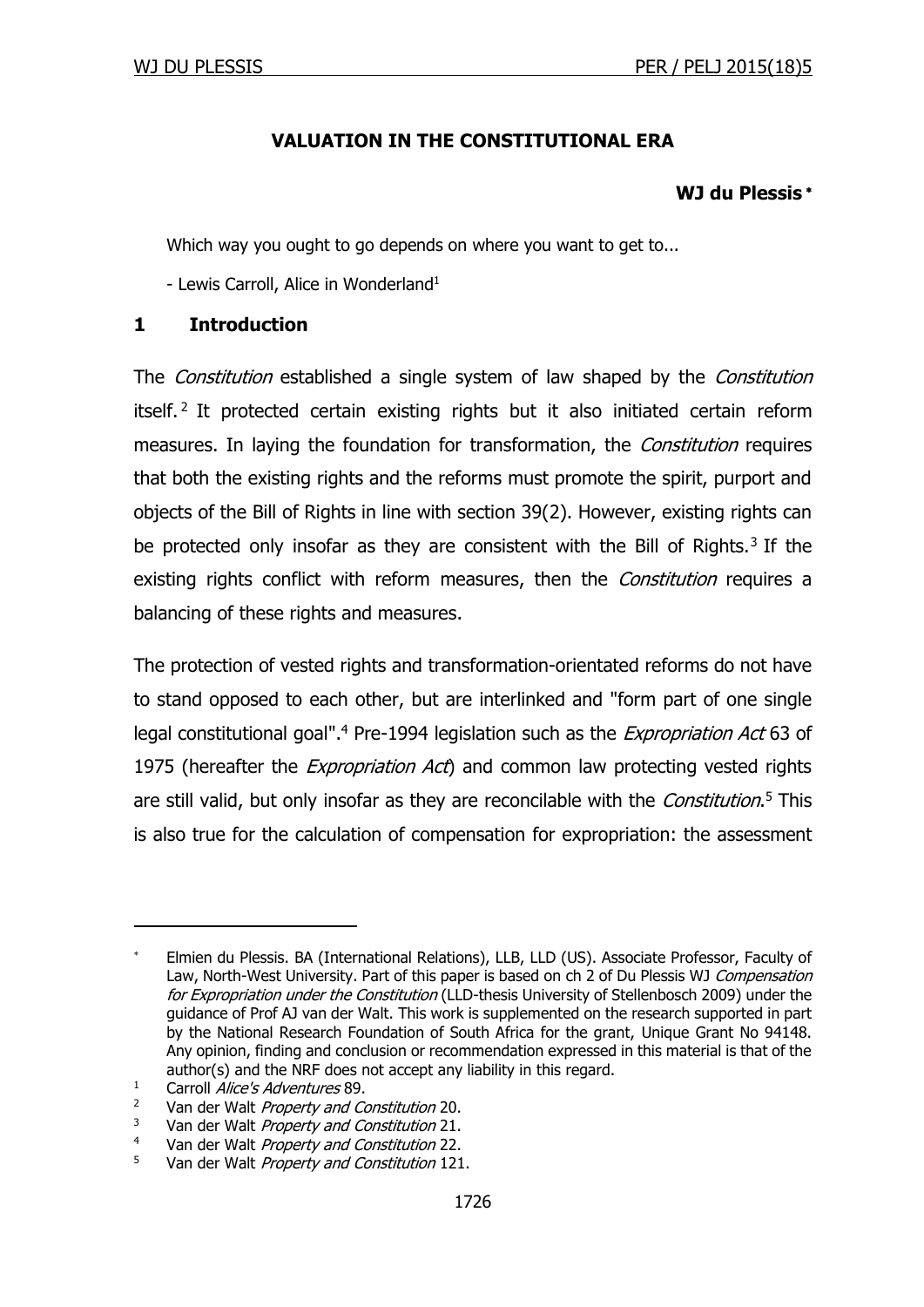# VALUATION IN THE CONSTITUTIONAL ERA

**WJ du Plessis** *

Which way you ought to go depends on where you want to get to...

- Lewis Carroll, Alice in Wonderland[1]

## 1 Introduction

The *Constitution* established a single system of law shaped by the *Constitution* itself.[2] It protected certain existing rights but it also initiated certain reform measures. In laying the foundation for transformation, the *Constitution* requires that both the existing rights and the reforms must promote the spirit, purport and objects of the Bill of Rights in line with section 39(2). However, existing rights can be protected only insofar as they are consistent with the Bill of Rights.[3] If the existing rights conflict with reform measures, then the *Constitution* requires a balancing of these rights and measures.

The protection of vested rights and transformation-orientated reforms do not have to stand opposed to each other, but are interlinked and "form part of one single legal constitutional goal".[4] Pre-1994 legislation such as the *Expropriation Act* 63 of 1975 (hereafter the *Expropriation Act*) and common law protecting vested rights are still valid, but only insofar as they are reconcilable with the *Constitution*.[5] This is also true for the calculation of compensation for expropriation: the assessment

---

\* Elmien du Plessis. BA (International Relations), LLB, LLD (US). Associate Professor, Faculty of Law, North-West University. Part of this paper is based on ch 2 of Du Plessis WJ *Compensation for Expropriation under the Constitution* (LLD-thesis University of Stellenbosch 2009) under the guidance of Prof AJ van der Walt. This work is supplemented on the research supported in part by the National Research Foundation of South Africa for the grant, Unique Grant No 94148. Any opinion, finding and conclusion or recommendation expressed in this material is that of the author(s) and the NRF does not accept any liability in this regard.

[1] Carroll *Alice's Adventures* 89.

[2] Van der Walt *Property and Constitution* 20.

[3] Van der Walt *Property and Constitution* 21.

[4] Van der Walt *Property and Constitution* 22.

[5] Van der Walt *Property and Constitution* 121.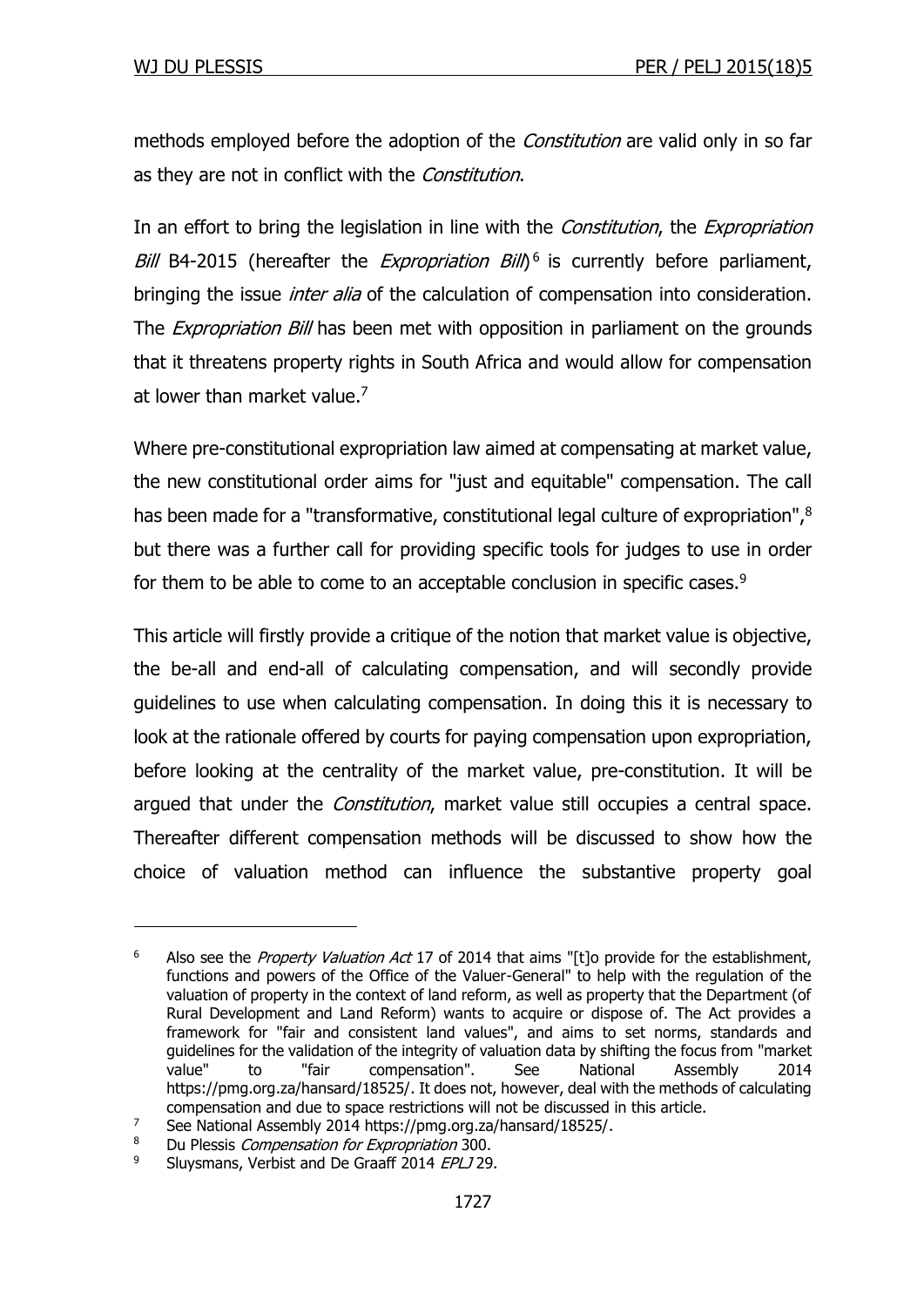methods employed before the adoption of the *Constitution* are valid only in so far as they are not in conflict with the *Constitution*.

In an effort to bring the legislation in line with the *Constitution*, the *Expropriation Bill* B4-2015 (hereafter the *Expropriation Bill*)[6] is currently before parliament, bringing the issue *inter alia* of the calculation of compensation into consideration. The *Expropriation Bill* has been met with opposition in parliament on the grounds that it threatens property rights in South Africa and would allow for compensation at lower than market value.[7]

Where pre-constitutional expropriation law aimed at compensating at market value, the new constitutional order aims for "just and equitable" compensation. The call has been made for a "transformative, constitutional legal culture of expropriation",[8] but there was a further call for providing specific tools for judges to use in order for them to be able to come to an acceptable conclusion in specific cases.[9]

This article will firstly provide a critique of the notion that market value is objective, the be-all and end-all of calculating compensation, and will secondly provide guidelines to use when calculating compensation. In doing this it is necessary to look at the rationale offered by courts for paying compensation upon expropriation, before looking at the centrality of the market value, pre-constitution. It will be argued that under the *Constitution*, market value still occupies a central space. Thereafter different compensation methods will be discussed to show how the choice of valuation method can influence the substantive property goal

---

[6] Also see the *Property Valuation Act* 17 of 2014 that aims "[t]o provide for the establishment, functions and powers of the Office of the Valuer-General" to help with the regulation of the valuation of property in the context of land reform, as well as property that the Department (of Rural Development and Land Reform) wants to acquire or dispose of. The Act provides a framework for "fair and consistent land values", and aims to set norms, standards and guidelines for the validation of the integrity of valuation data by shifting the focus from "market value" to "fair compensation". See National Assembly 2014 https://pmg.org.za/hansard/18525/. It does not, however, deal with the methods of calculating compensation and due to space restrictions will not be discussed in this article.

[7] See National Assembly 2014 https://pmg.org.za/hansard/18525/.

[8] Du Plessis *Compensation for Expropriation* 300.

[9] Sluysmans, Verbist and De Graaff 2014 *EPLJ* 29.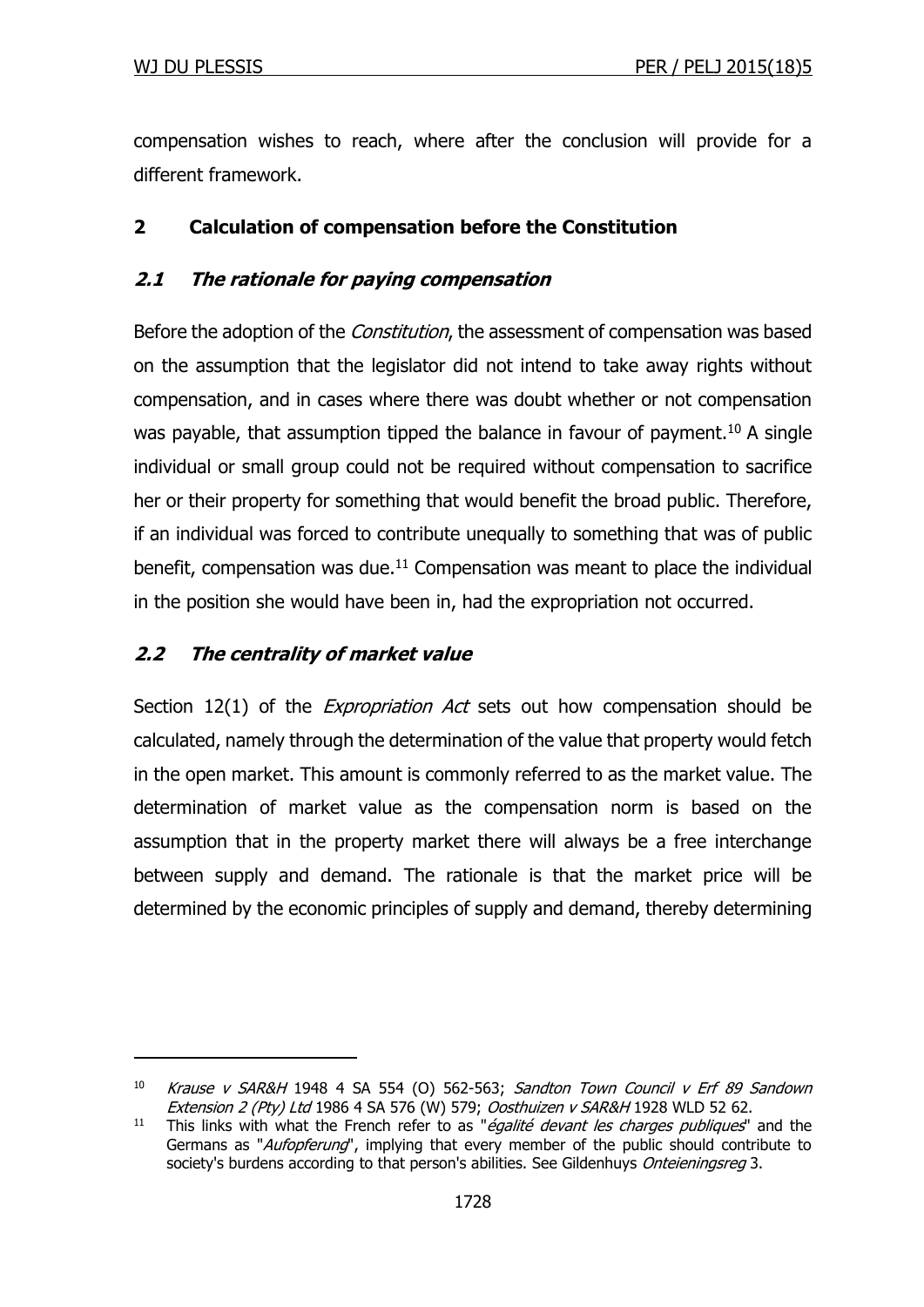compensation wishes to reach, where after the conclusion will provide for a different framework.

## 2 Calculation of compensation before the Constitution

### *2.1 The rationale for paying compensation*

Before the adoption of the *Constitution*, the assessment of compensation was based on the assumption that the legislator did not intend to take away rights without compensation, and in cases where there was doubt whether or not compensation was payable, that assumption tipped the balance in favour of payment.[10] A single individual or small group could not be required without compensation to sacrifice her or their property for something that would benefit the broad public. Therefore, if an individual was forced to contribute unequally to something that was of public benefit, compensation was due.[11] Compensation was meant to place the individual in the position she would have been in, had the expropriation not occurred.

### *2.2 The centrality of market value*

Section 12(1) of the *Expropriation Act* sets out how compensation should be calculated, namely through the determination of the value that property would fetch in the open market. This amount is commonly referred to as the market value. The determination of market value as the compensation norm is based on the assumption that in the property market there will always be a free interchange between supply and demand. The rationale is that the market price will be determined by the economic principles of supply and demand, thereby determining

---

[10] *Krause v SAR&H* 1948 4 SA 554 (O) 562-563; *Sandton Town Council v Erf 89 Sandown Extension 2 (Pty) Ltd* 1986 4 SA 576 (W) 579; *Oosthuizen v SAR&H* 1928 WLD 52 62.

[11] This links with what the French refer to as "*égalité devant les charges publiques*" and the Germans as "*Aufopferung*", implying that every member of the public should contribute to society's burdens according to that person's abilities. See Gildenhuys *Onteieningsreg* 3.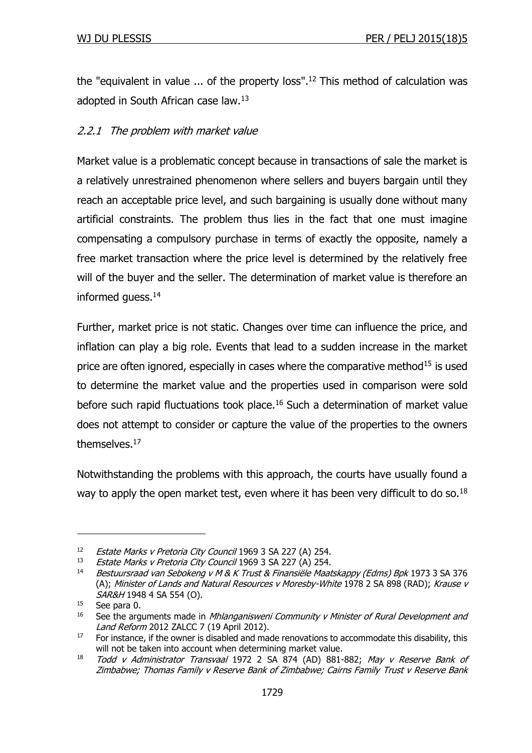the "equivalent in value ... of the property loss".[12] This method of calculation was adopted in South African case law.[13]

### *2.2.1 The problem with market value*

Market value is a problematic concept because in transactions of sale the market is a relatively unrestrained phenomenon where sellers and buyers bargain until they reach an acceptable price level, and such bargaining is usually done without many artificial constraints. The problem thus lies in the fact that one must imagine compensating a compulsory purchase in terms of exactly the opposite, namely a free market transaction where the price level is determined by the relatively free will of the buyer and the seller. The determination of market value is therefore an informed guess.[14]

Further, market price is not static. Changes over time can influence the price, and inflation can play a big role. Events that lead to a sudden increase in the market price are often ignored, especially in cases where the comparative method[15] is used to determine the market value and the properties used in comparison were sold before such rapid fluctuations took place.[16] Such a determination of market value does not attempt to consider or capture the value of the properties to the owners themselves.[17]

Notwithstanding the problems with this approach, the courts have usually found a way to apply the open market test, even where it has been very difficult to do so.[18]

---

[12] *Estate Marks v Pretoria City Council* 1969 3 SA 227 (A) 254.

[13] *Estate Marks v Pretoria City Council* 1969 3 SA 227 (A) 254.

[14] *Bestuursraad van Sebokeng v M & K Trust & Finansiële Maatskappy (Edms) Bpk* 1973 3 SA 376 (A); *Minister of Lands and Natural Resources v Moresby-White* 1978 2 SA 898 (RAD); *Krause v SAR&H* 1948 4 SA 554 (O).

[15] See para 0.

[16] See the arguments made in *Mhlanganisweni Community v Minister of Rural Development and Land Reform* 2012 ZALCC 7 (19 April 2012).

[17] For instance, if the owner is disabled and made renovations to accommodate this disability, this will not be taken into account when determining market value.

[18] *Todd v Administrator Transvaal* 1972 2 SA 874 (AD) 881-882; *May v Reserve Bank of Zimbabwe; Thomas Family v Reserve Bank of Zimbabwe; Cairns Family Trust v Reserve Bank*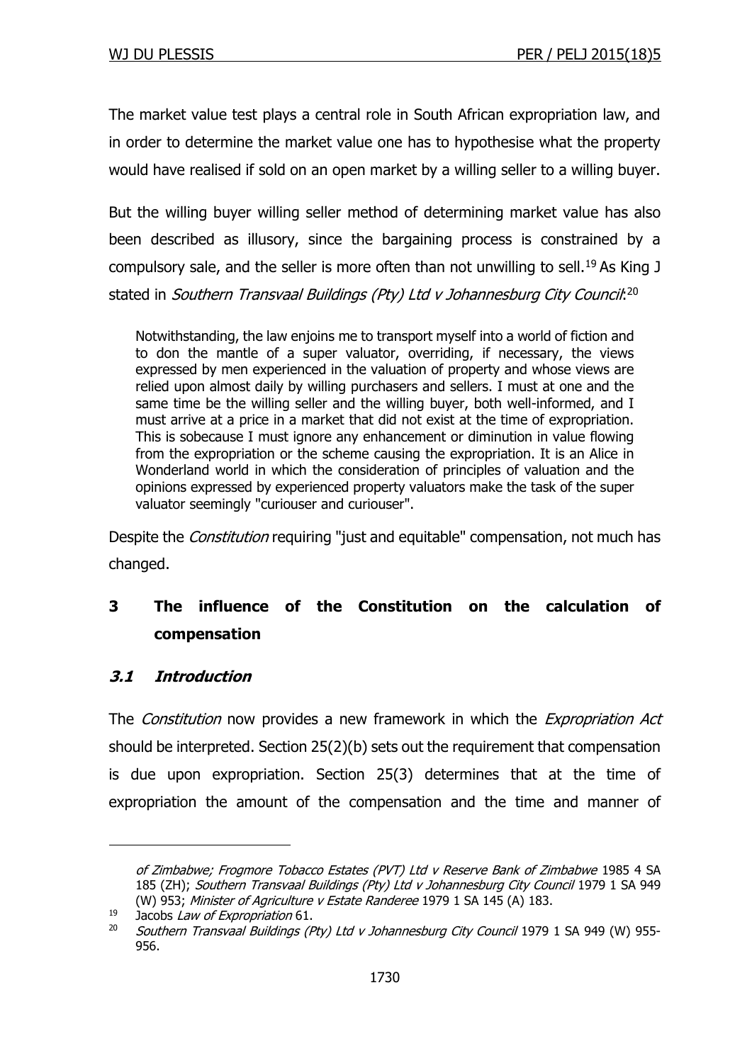The market value test plays a central role in South African expropriation law, and in order to determine the market value one has to hypothesise what the property would have realised if sold on an open market by a willing seller to a willing buyer.

But the willing buyer willing seller method of determining market value has also been described as illusory, since the bargaining process is constrained by a compulsory sale, and the seller is more often than not unwilling to sell.[19] As King J stated in *Southern Transvaal Buildings (Pty) Ltd v Johannesburg City Council*:[20]

> Notwithstanding, the law enjoins me to transport myself into a world of fiction and to don the mantle of a super valuator, overriding, if necessary, the views expressed by men experienced in the valuation of property and whose views are relied upon almost daily by willing purchasers and sellers. I must at one and the same time be the willing seller and the willing buyer, both well-informed, and I must arrive at a price in a market that did not exist at the time of expropriation. This is sobecause I must ignore any enhancement or diminution in value flowing from the expropriation or the scheme causing the expropriation. It is an Alice in Wonderland world in which the consideration of principles of valuation and the opinions expressed by experienced property valuators make the task of the super valuator seemingly "curiouser and curiouser".

Despite the *Constitution* requiring "just and equitable" compensation, not much has changed.

## 3 The influence of the Constitution on the calculation of compensation

### *3.1 Introduction*

The *Constitution* now provides a new framework in which the *Expropriation Act* should be interpreted. Section 25(2)(b) sets out the requirement that compensation is due upon expropriation. Section 25(3) determines that at the time of expropriation the amount of the compensation and the time and manner of

---

*of Zimbabwe; Frogmore Tobacco Estates (PVT) Ltd v Reserve Bank of Zimbabwe* 1985 4 SA 185 (ZH); *Southern Transvaal Buildings (Pty) Ltd v Johannesburg City Council* 1979 1 SA 949 (W) 953; *Minister of Agriculture v Estate Randeree* 1979 1 SA 145 (A) 183.

[19] Jacobs *Law of Expropriation* 61.

[20] *Southern Transvaal Buildings (Pty) Ltd v Johannesburg City Council* 1979 1 SA 949 (W) 955-956.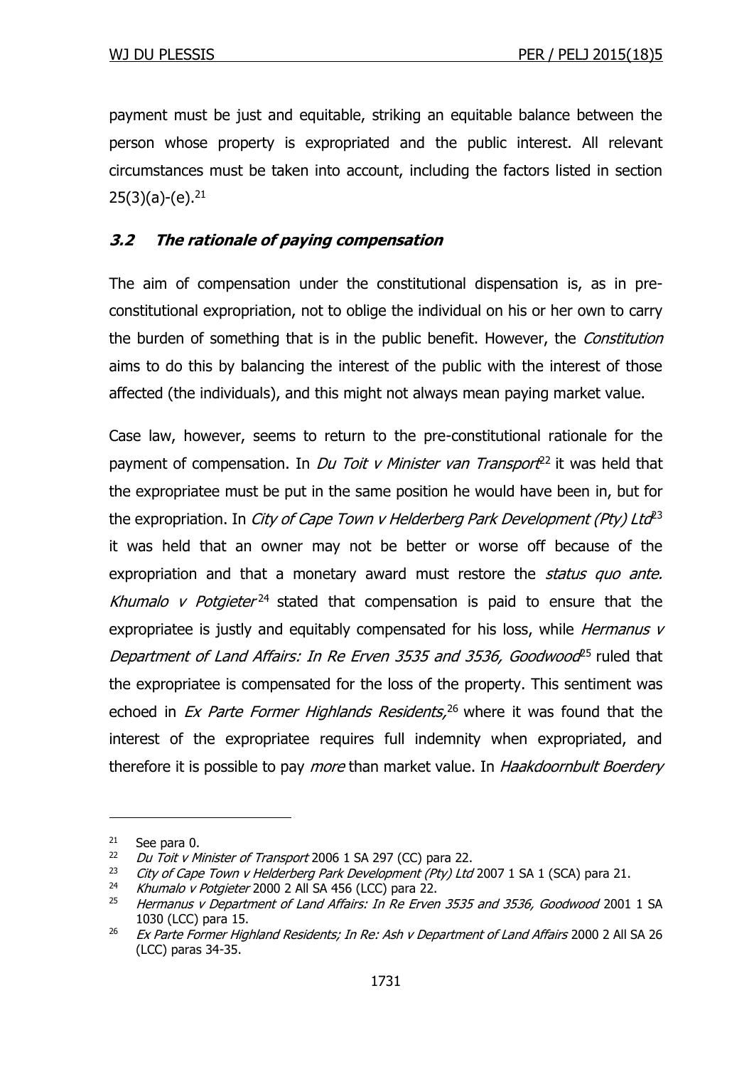payment must be just and equitable, striking an equitable balance between the person whose property is expropriated and the public interest. All relevant circumstances must be taken into account, including the factors listed in section 25(3)(a)-(e).[21]

### *3.2 The rationale of paying compensation*

The aim of compensation under the constitutional dispensation is, as in pre-constitutional expropriation, not to oblige the individual on his or her own to carry the burden of something that is in the public benefit. However, the *Constitution* aims to do this by balancing the interest of the public with the interest of those affected (the individuals), and this might not always mean paying market value.

Case law, however, seems to return to the pre-constitutional rationale for the payment of compensation. In *Du Toit v Minister van Transport*[22] it was held that the expropriatee must be put in the same position he would have been in, but for the expropriation. In *City of Cape Town v Helderberg Park Development (Pty) Ltd*[23] it was held that an owner may not be better or worse off because of the expropriation and that a monetary award must restore the *status quo ante.* *Khumalo v Potgieter*[24] stated that compensation is paid to ensure that the expropriatee is justly and equitably compensated for his loss, while *Hermanus v Department of Land Affairs: In Re Erven 3535 and 3536, Goodwood*[25] ruled that the expropriatee is compensated for the loss of the property. This sentiment was echoed in *Ex Parte Former Highlands Residents,*[26] where it was found that the interest of the expropriatee requires full indemnity when expropriated, and therefore it is possible to pay *more* than market value. In *Haakdoornbult Boerdery*

---

[21] See para 0.

[22] *Du Toit v Minister of Transport* 2006 1 SA 297 (CC) para 22.

[23] *City of Cape Town v Helderberg Park Development (Pty) Ltd* 2007 1 SA 1 (SCA) para 21.

[24] *Khumalo v Potgieter* 2000 2 All SA 456 (LCC) para 22.

[25] *Hermanus v Department of Land Affairs: In Re Erven 3535 and 3536, Goodwood* 2001 1 SA 1030 (LCC) para 15.

[26] *Ex Parte Former Highland Residents; In Re: Ash v Department of Land Affairs* 2000 2 All SA 26 (LCC) paras 34-35.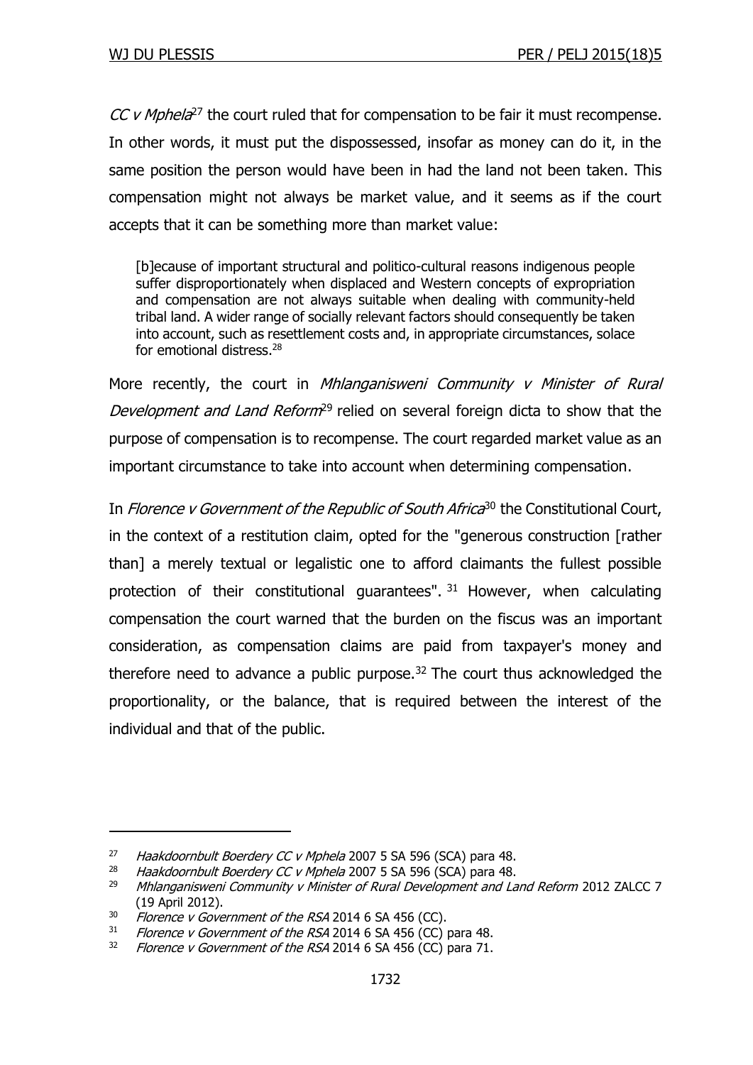*CC v Mphela*[27] the court ruled that for compensation to be fair it must recompense. In other words, it must put the dispossessed, insofar as money can do it, in the same position the person would have been in had the land not been taken. This compensation might not always be market value, and it seems as if the court accepts that it can be something more than market value:

> [b]ecause of important structural and politico-cultural reasons indigenous people suffer disproportionately when displaced and Western concepts of expropriation and compensation are not always suitable when dealing with community-held tribal land. A wider range of socially relevant factors should consequently be taken into account, such as resettlement costs and, in appropriate circumstances, solace for emotional distress.[28]

More recently, the court in *Mhlanganisweni Community v Minister of Rural Development and Land Reform*[29] relied on several foreign dicta to show that the purpose of compensation is to recompense. The court regarded market value as an important circumstance to take into account when determining compensation.

In *Florence v Government of the Republic of South Africa*[30] the Constitutional Court, in the context of a restitution claim, opted for the "generous construction [rather than] a merely textual or legalistic one to afford claimants the fullest possible protection of their constitutional guarantees".[31] However, when calculating compensation the court warned that the burden on the fiscus was an important consideration, as compensation claims are paid from taxpayer's money and therefore need to advance a public purpose.[32] The court thus acknowledged the proportionality, or the balance, that is required between the interest of the individual and that of the public.

---

[27] *Haakdoornbult Boerdery CC v Mphela* 2007 5 SA 596 (SCA) para 48.

[28] *Haakdoornbult Boerdery CC v Mphela* 2007 5 SA 596 (SCA) para 48.

[29] *Mhlanganisweni Community v Minister of Rural Development and Land Reform* 2012 ZALCC 7 (19 April 2012).

[30] *Florence v Government of the RSA* 2014 6 SA 456 (CC).

[31] *Florence v Government of the RSA* 2014 6 SA 456 (CC) para 48.

[32] *Florence v Government of the RSA* 2014 6 SA 456 (CC) para 71.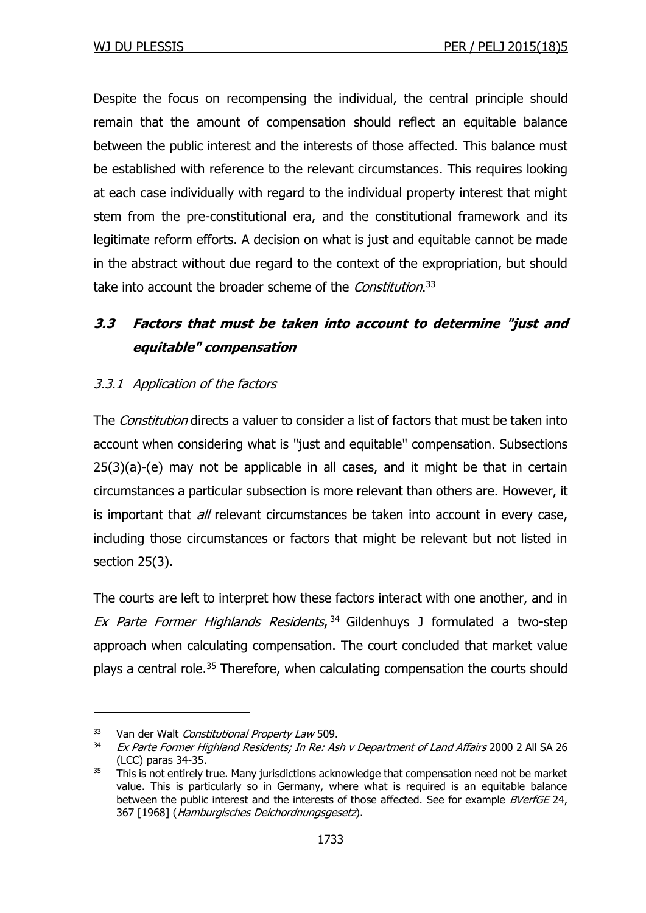Despite the focus on recompensing the individual, the central principle should remain that the amount of compensation should reflect an equitable balance between the public interest and the interests of those affected. This balance must be established with reference to the relevant circumstances. This requires looking at each case individually with regard to the individual property interest that might stem from the pre-constitutional era, and the constitutional framework and its legitimate reform efforts. A decision on what is just and equitable cannot be made in the abstract without due regard to the context of the expropriation, but should take into account the broader scheme of the *Constitution*.[33]

### 3.3 Factors that must be taken into account to determine "just and equitable" compensation

#### 3.3.1 Application of the factors

The *Constitution* directs a valuer to consider a list of factors that must be taken into account when considering what is "just and equitable" compensation. Subsections 25(3)(a)-(e) may not be applicable in all cases, and it might be that in certain circumstances a particular subsection is more relevant than others are. However, it is important that *all* relevant circumstances be taken into account in every case, including those circumstances or factors that might be relevant but not listed in section 25(3).

The courts are left to interpret how these factors interact with one another, and in *Ex Parte Former Highlands Residents*,[34] Gildenhuys J formulated a two-step approach when calculating compensation. The court concluded that market value plays a central role.[35] Therefore, when calculating compensation the courts should

---

[33] Van der Walt *Constitutional Property Law* 509.

[34] *Ex Parte Former Highland Residents; In Re: Ash v Department of Land Affairs* 2000 2 All SA 26 (LCC) paras 34-35.

[35] This is not entirely true. Many jurisdictions acknowledge that compensation need not be market value. This is particularly so in Germany, where what is required is an equitable balance between the public interest and the interests of those affected. See for example *BVerfGE* 24, 367 [1968] (*Hamburgisches Deichordnungsgesetz*).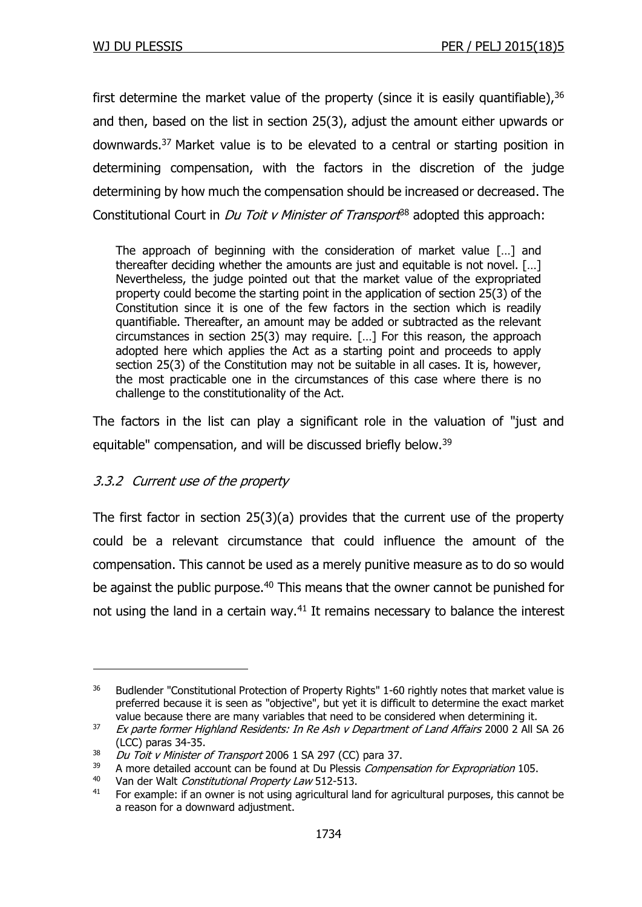first determine the market value of the property (since it is easily quantifiable),[36] and then, based on the list in section 25(3), adjust the amount either upwards or downwards.[37] Market value is to be elevated to a central or starting position in determining compensation, with the factors in the discretion of the judge determining by how much the compensation should be increased or decreased. The Constitutional Court in *Du Toit v Minister of Transport*[38] adopted this approach:

> The approach of beginning with the consideration of market value […] and thereafter deciding whether the amounts are just and equitable is not novel. […] Nevertheless, the judge pointed out that the market value of the expropriated property could become the starting point in the application of section 25(3) of the Constitution since it is one of the few factors in the section which is readily quantifiable. Thereafter, an amount may be added or subtracted as the relevant circumstances in section 25(3) may require. […] For this reason, the approach adopted here which applies the Act as a starting point and proceeds to apply section 25(3) of the Constitution may not be suitable in all cases. It is, however, the most practicable one in the circumstances of this case where there is no challenge to the constitutionality of the Act.

The factors in the list can play a significant role in the valuation of "just and equitable" compensation, and will be discussed briefly below.[39]

### 3.3.2 *Current use of the property*

The first factor in section 25(3)(a) provides that the current use of the property could be a relevant circumstance that could influence the amount of the compensation. This cannot be used as a merely punitive measure as to do so would be against the public purpose.[40] This means that the owner cannot be punished for not using the land in a certain way.[41] It remains necessary to balance the interest

---

[36] Budlender "Constitutional Protection of Property Rights" 1-60 rightly notes that market value is preferred because it is seen as "objective", but yet it is difficult to determine the exact market value because there are many variables that need to be considered when determining it.

[37] *Ex parte former Highland Residents: In Re Ash v Department of Land Affairs* 2000 2 All SA 26 (LCC) paras 34-35.

[38] *Du Toit v Minister of Transport* 2006 1 SA 297 (CC) para 37.

[39] A more detailed account can be found at Du Plessis *Compensation for Expropriation* 105.

[40] Van der Walt *Constitutional Property Law* 512-513.

[41] For example: if an owner is not using agricultural land for agricultural purposes, this cannot be a reason for a downward adjustment.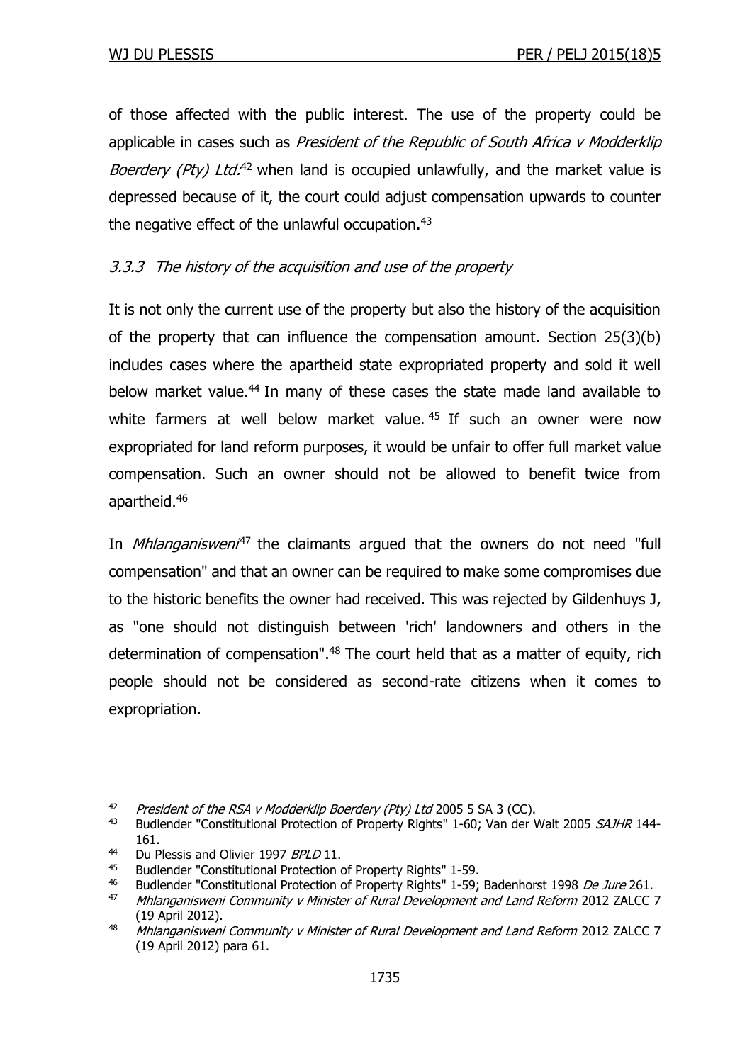of those affected with the public interest. The use of the property could be applicable in cases such as *President of the Republic of South Africa v Modderklip Boerdery (Pty) Ltd*:[42] when land is occupied unlawfully, and the market value is depressed because of it, the court could adjust compensation upwards to counter the negative effect of the unlawful occupation.[43]

### *3.3.3 The history of the acquisition and use of the property*

It is not only the current use of the property but also the history of the acquisition of the property that can influence the compensation amount. Section 25(3)(b) includes cases where the apartheid state expropriated property and sold it well below market value.[44] In many of these cases the state made land available to white farmers at well below market value.[45] If such an owner were now expropriated for land reform purposes, it would be unfair to offer full market value compensation. Such an owner should not be allowed to benefit twice from apartheid.[46]

In *Mhlanganisweni*[47] the claimants argued that the owners do not need "full compensation" and that an owner can be required to make some compromises due to the historic benefits the owner had received. This was rejected by Gildenhuys J, as "one should not distinguish between 'rich' landowners and others in the determination of compensation".[48] The court held that as a matter of equity, rich people should not be considered as second-rate citizens when it comes to expropriation.

---

[42] *President of the RSA v Modderklip Boerdery (Pty) Ltd* 2005 5 SA 3 (CC).

[43] Budlender "Constitutional Protection of Property Rights" 1-60; Van der Walt 2005 *SAJHR* 144-161.

[44] Du Plessis and Olivier 1997 *BPLD* 11.

[45] Budlender "Constitutional Protection of Property Rights" 1-59.

[46] Budlender "Constitutional Protection of Property Rights" 1-59; Badenhorst 1998 *De Jure* 261.

[47] *Mhlanganisweni Community v Minister of Rural Development and Land Reform* 2012 ZALCC 7 (19 April 2012).

[48] *Mhlanganisweni Community v Minister of Rural Development and Land Reform* 2012 ZALCC 7 (19 April 2012) para 61.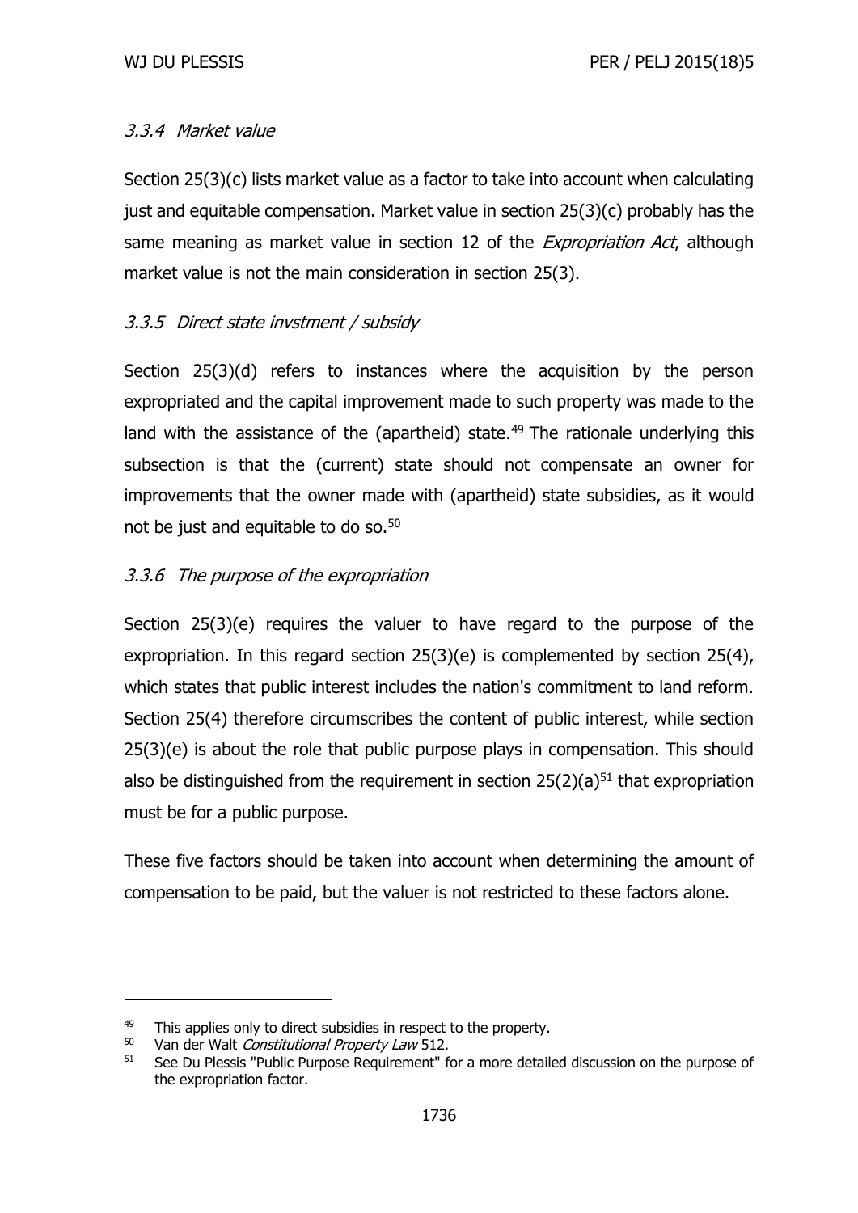### *3.3.4 Market value*

Section 25(3)(c) lists market value as a factor to take into account when calculating just and equitable compensation. Market value in section 25(3)(c) probably has the same meaning as market value in section 12 of the *Expropriation Act*, although market value is not the main consideration in section 25(3).

### *3.3.5 Direct state invstment / subsidy*

Section 25(3)(d) refers to instances where the acquisition by the person expropriated and the capital improvement made to such property was made to the land with the assistance of the (apartheid) state.[49] The rationale underlying this subsection is that the (current) state should not compensate an owner for improvements that the owner made with (apartheid) state subsidies, as it would not be just and equitable to do so.[50]

### *3.3.6 The purpose of the expropriation*

Section 25(3)(e) requires the valuer to have regard to the purpose of the expropriation. In this regard section 25(3)(e) is complemented by section 25(4), which states that public interest includes the nation's commitment to land reform. Section 25(4) therefore circumscribes the content of public interest, while section 25(3)(e) is about the role that public purpose plays in compensation. This should also be distinguished from the requirement in section 25(2)(a)[51] that expropriation must be for a public purpose.

These five factors should be taken into account when determining the amount of compensation to be paid, but the valuer is not restricted to these factors alone.

---

[49] This applies only to direct subsidies in respect to the property.

[50] Van der Walt *Constitutional Property Law* 512.

[51] See Du Plessis "Public Purpose Requirement" for a more detailed discussion on the purpose of the expropriation factor.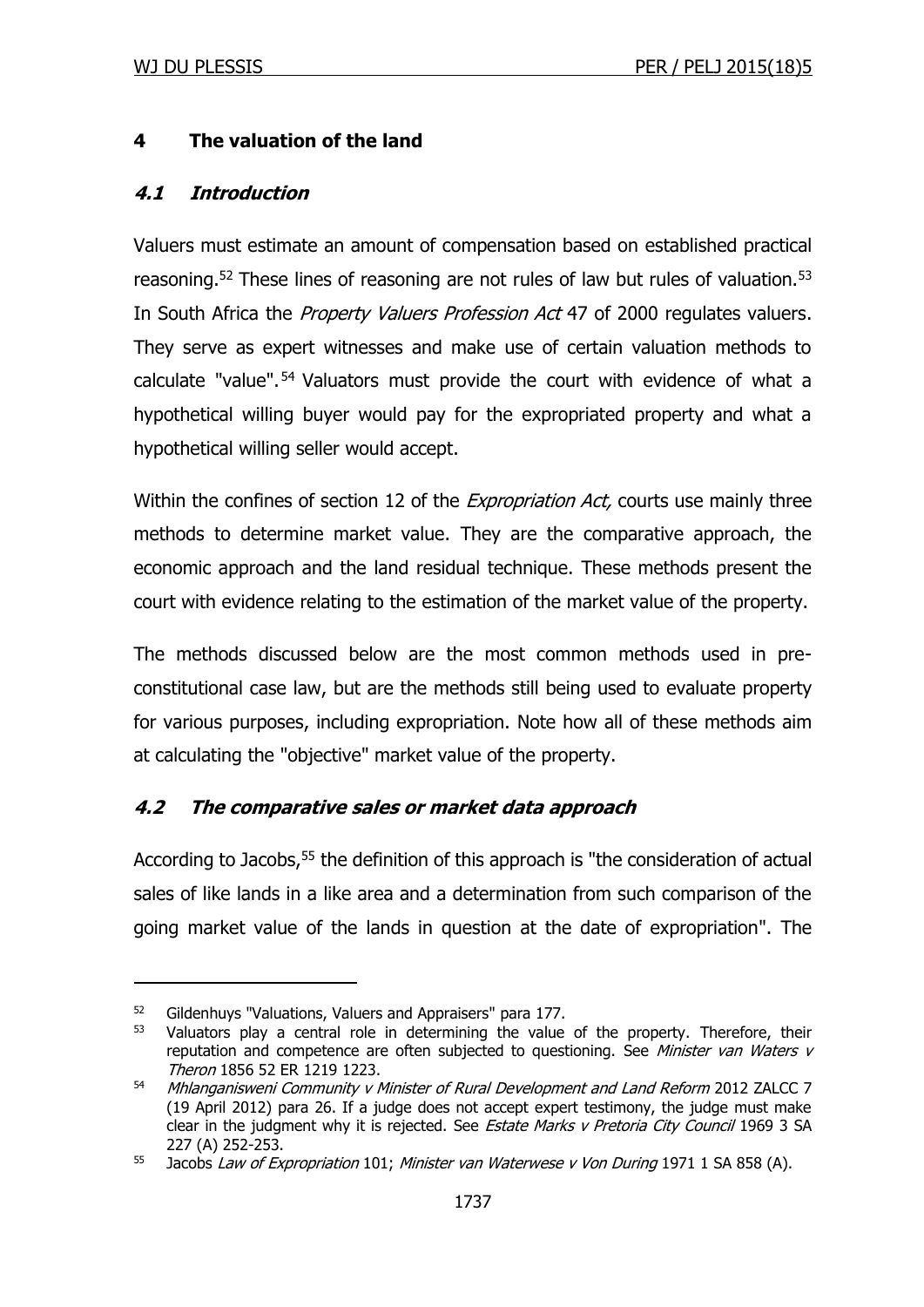## 4 The valuation of the land

### *4.1 Introduction*

Valuers must estimate an amount of compensation based on established practical reasoning.[52] These lines of reasoning are not rules of law but rules of valuation.[53] In South Africa the *Property Valuers Profession Act* 47 of 2000 regulates valuers. They serve as expert witnesses and make use of certain valuation methods to calculate "value".[54] Valuators must provide the court with evidence of what a hypothetical willing buyer would pay for the expropriated property and what a hypothetical willing seller would accept.

Within the confines of section 12 of the *Expropriation Act,* courts use mainly three methods to determine market value. They are the comparative approach, the economic approach and the land residual technique. These methods present the court with evidence relating to the estimation of the market value of the property.

The methods discussed below are the most common methods used in pre-constitutional case law, but are the methods still being used to evaluate property for various purposes, including expropriation. Note how all of these methods aim at calculating the "objective" market value of the property.

### *4.2 The comparative sales or market data approach*

According to Jacobs,[55] the definition of this approach is "the consideration of actual sales of like lands in a like area and a determination from such comparison of the going market value of the lands in question at the date of expropriation". The

---

[52] Gildenhuys "Valuations, Valuers and Appraisers" para 177.

[53] Valuators play a central role in determining the value of the property. Therefore, their reputation and competence are often subjected to questioning. See *Minister van Waters v Theron* 1856 52 ER 1219 1223.

[54] *Mhlanganisweni Community v Minister of Rural Development and Land Reform* 2012 ZALCC 7 (19 April 2012) para 26. If a judge does not accept expert testimony, the judge must make clear in the judgment why it is rejected. See *Estate Marks v Pretoria City Council* 1969 3 SA 227 (A) 252-253.

[55] Jacobs *Law of Expropriation* 101; *Minister van Waterwese v Von During* 1971 1 SA 858 (A).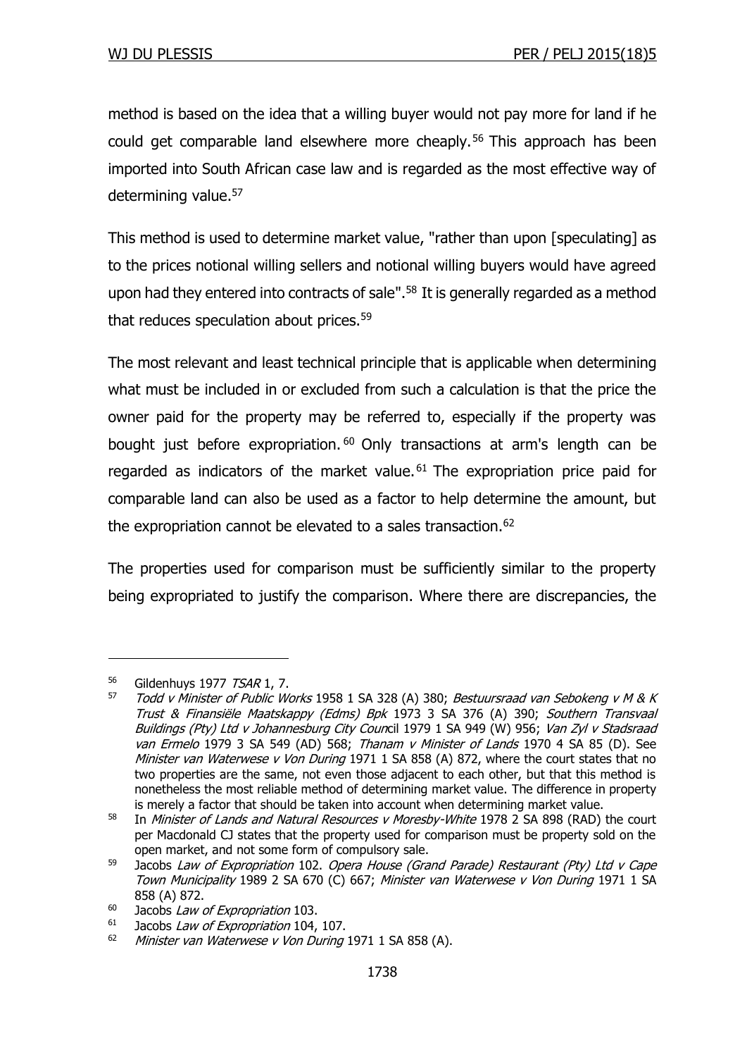method is based on the idea that a willing buyer would not pay more for land if he could get comparable land elsewhere more cheaply.[56] This approach has been imported into South African case law and is regarded as the most effective way of determining value.[57]

This method is used to determine market value, "rather than upon [speculating] as to the prices notional willing sellers and notional willing buyers would have agreed upon had they entered into contracts of sale".[58] It is generally regarded as a method that reduces speculation about prices.[59]

The most relevant and least technical principle that is applicable when determining what must be included in or excluded from such a calculation is that the price the owner paid for the property may be referred to, especially if the property was bought just before expropriation.[60] Only transactions at arm's length can be regarded as indicators of the market value.[61] The expropriation price paid for comparable land can also be used as a factor to help determine the amount, but the expropriation cannot be elevated to a sales transaction.[62]

The properties used for comparison must be sufficiently similar to the property being expropriated to justify the comparison. Where there are discrepancies, the

---

[56] Gildenhuys 1977 *TSAR* 1, 7.

[57] *Todd v Minister of Public Works* 1958 1 SA 328 (A) 380; *Bestuursraad van Sebokeng v M & K Trust & Finansiële Maatskappy (Edms) Bpk* 1973 3 SA 376 (A) 390; *Southern Transvaal Buildings (Pty) Ltd v Johannesburg City Council* 1979 1 SA 949 (W) 956; *Van Zyl v Stadsraad van Ermelo* 1979 3 SA 549 (AD) 568; *Thanam v Minister of Lands* 1970 4 SA 85 (D). See *Minister van Waterwese v Von During* 1971 1 SA 858 (A) 872, where the court states that no two properties are the same, not even those adjacent to each other, but that this method is nonetheless the most reliable method of determining market value. The difference in property is merely a factor that should be taken into account when determining market value.

[58] In *Minister of Lands and Natural Resources v Moresby-White* 1978 2 SA 898 (RAD) the court per Macdonald CJ states that the property used for comparison must be property sold on the open market, and not some form of compulsory sale.

[59] Jacobs *Law of Expropriation* 102. *Opera House (Grand Parade) Restaurant (Pty) Ltd v Cape Town Municipality* 1989 2 SA 670 (C) 667; *Minister van Waterwese v Von During* 1971 1 SA 858 (A) 872.

[60] Jacobs *Law of Expropriation* 103.

[61] Jacobs *Law of Expropriation* 104, 107.

[62] *Minister van Waterwese v Von During* 1971 1 SA 858 (A).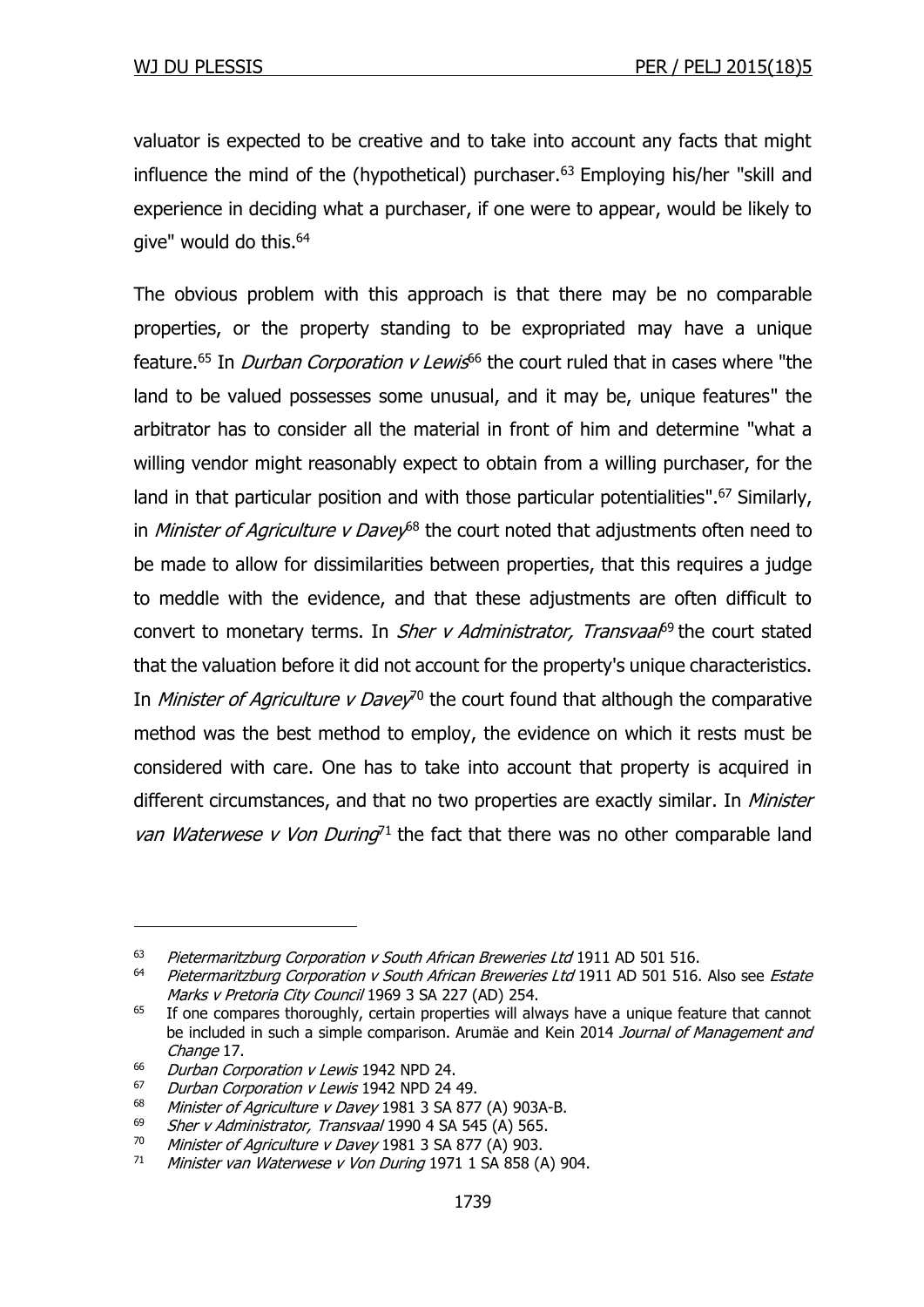valuator is expected to be creative and to take into account any facts that might influence the mind of the (hypothetical) purchaser.[63] Employing his/her "skill and experience in deciding what a purchaser, if one were to appear, would be likely to give" would do this.[64]

The obvious problem with this approach is that there may be no comparable properties, or the property standing to be expropriated may have a unique feature.[65] In *Durban Corporation v Lewis*[66] the court ruled that in cases where "the land to be valued possesses some unusual, and it may be, unique features" the arbitrator has to consider all the material in front of him and determine "what a willing vendor might reasonably expect to obtain from a willing purchaser, for the land in that particular position and with those particular potentialities".[67] Similarly, in *Minister of Agriculture v Davey*[68] the court noted that adjustments often need to be made to allow for dissimilarities between properties, that this requires a judge to meddle with the evidence, and that these adjustments are often difficult to convert to monetary terms. In *Sher v Administrator, Transvaal*[69] the court stated that the valuation before it did not account for the property's unique characteristics. In *Minister of Agriculture v Davey*[70] the court found that although the comparative method was the best method to employ, the evidence on which it rests must be considered with care. One has to take into account that property is acquired in different circumstances, and that no two properties are exactly similar. In *Minister van Waterwese v Von During*[71] the fact that there was no other comparable land

---

[63] *Pietermaritzburg Corporation v South African Breweries Ltd* 1911 AD 501 516.

[64] *Pietermaritzburg Corporation v South African Breweries Ltd* 1911 AD 501 516. Also see *Estate Marks v Pretoria City Council* 1969 3 SA 227 (AD) 254.

[65] If one compares thoroughly, certain properties will always have a unique feature that cannot be included in such a simple comparison. Arumäe and Kein 2014 *Journal of Management and Change* 17.

[66] *Durban Corporation v Lewis* 1942 NPD 24.

[67] *Durban Corporation v Lewis* 1942 NPD 24 49.

[68] *Minister of Agriculture v Davey* 1981 3 SA 877 (A) 903A-B.

[69] *Sher v Administrator, Transvaal* 1990 4 SA 545 (A) 565.

[70] *Minister of Agriculture v Davey* 1981 3 SA 877 (A) 903.

[71] *Minister van Waterwese v Von During* 1971 1 SA 858 (A) 904.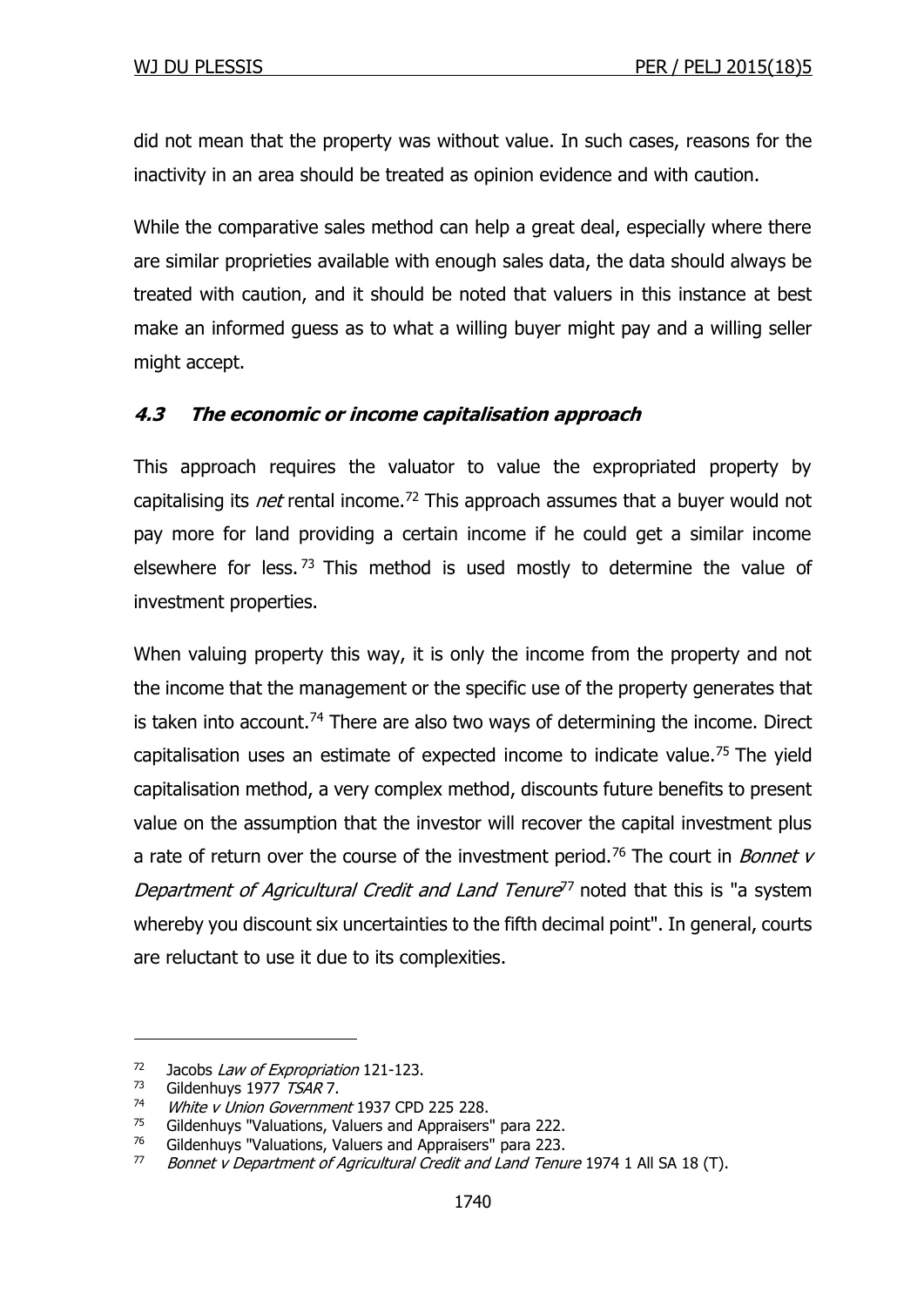did not mean that the property was without value. In such cases, reasons for the inactivity in an area should be treated as opinion evidence and with caution.

While the comparative sales method can help a great deal, especially where there are similar proprieties available with enough sales data, the data should always be treated with caution, and it should be noted that valuers in this instance at best make an informed guess as to what a willing buyer might pay and a willing seller might accept.

### *4.3 The economic or income capitalisation approach*

This approach requires the valuator to value the expropriated property by capitalising its *net* rental income.[72] This approach assumes that a buyer would not pay more for land providing a certain income if he could get a similar income elsewhere for less.[73] This method is used mostly to determine the value of investment properties.

When valuing property this way, it is only the income from the property and not the income that the management or the specific use of the property generates that is taken into account.[74] There are also two ways of determining the income. Direct capitalisation uses an estimate of expected income to indicate value.[75] The yield capitalisation method, a very complex method, discounts future benefits to present value on the assumption that the investor will recover the capital investment plus a rate of return over the course of the investment period.[76] The court in *Bonnet v Department of Agricultural Credit and Land Tenure*[77] noted that this is "a system whereby you discount six uncertainties to the fifth decimal point". In general, courts are reluctant to use it due to its complexities.

---

[72] Jacobs *Law of Expropriation* 121-123.

[73] Gildenhuys 1977 *TSAR* 7.

[74] *White v Union Government* 1937 CPD 225 228.

[75] Gildenhuys "Valuations, Valuers and Appraisers" para 222.

[76] Gildenhuys "Valuations, Valuers and Appraisers" para 223.

[77] *Bonnet v Department of Agricultural Credit and Land Tenure* 1974 1 All SA 18 (T).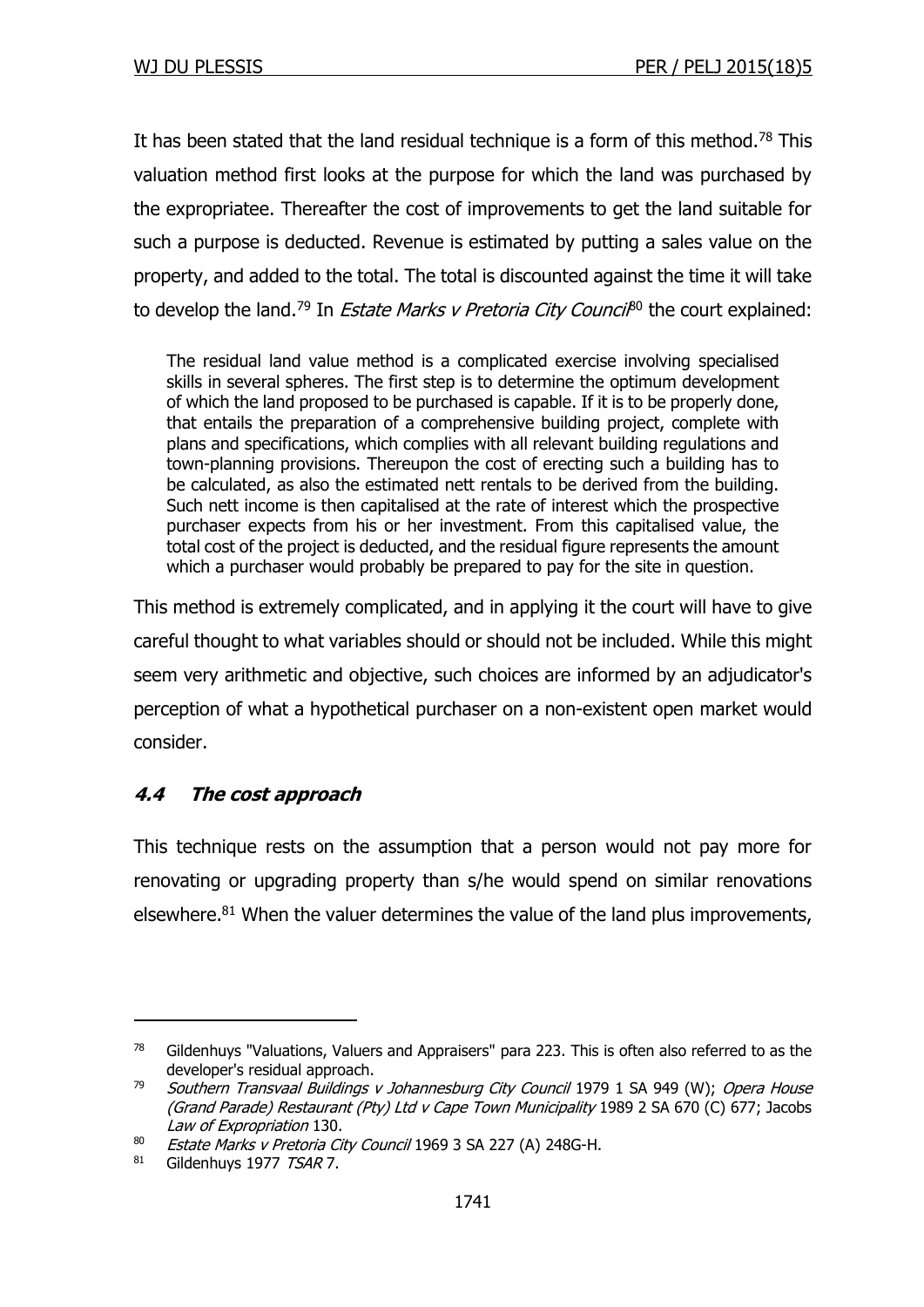It has been stated that the land residual technique is a form of this method.[78] This valuation method first looks at the purpose for which the land was purchased by the expropriatee. Thereafter the cost of improvements to get the land suitable for such a purpose is deducted. Revenue is estimated by putting a sales value on the property, and added to the total. The total is discounted against the time it will take to develop the land.[79] In *Estate Marks v Pretoria City Council*[80] the court explained:

> The residual land value method is a complicated exercise involving specialised skills in several spheres. The first step is to determine the optimum development of which the land proposed to be purchased is capable. If it is to be properly done, that entails the preparation of a comprehensive building project, complete with plans and specifications, which complies with all relevant building regulations and town-planning provisions. Thereupon the cost of erecting such a building has to be calculated, as also the estimated nett rentals to be derived from the building. Such nett income is then capitalised at the rate of interest which the prospective purchaser expects from his or her investment. From this capitalised value, the total cost of the project is deducted, and the residual figure represents the amount which a purchaser would probably be prepared to pay for the site in question.

This method is extremely complicated, and in applying it the court will have to give careful thought to what variables should or should not be included. While this might seem very arithmetic and objective, such choices are informed by an adjudicator's perception of what a hypothetical purchaser on a non-existent open market would consider.

### *4.4 The cost approach*

This technique rests on the assumption that a person would not pay more for renovating or upgrading property than s/he would spend on similar renovations elsewhere.[81] When the valuer determines the value of the land plus improvements,

---

[78] Gildenhuys "Valuations, Valuers and Appraisers" para 223. This is often also referred to as the developer's residual approach.

[79] *Southern Transvaal Buildings v Johannesburg City Council* 1979 1 SA 949 (W); *Opera House (Grand Parade) Restaurant (Pty) Ltd v Cape Town Municipality* 1989 2 SA 670 (C) 677; Jacobs *Law of Expropriation* 130.

[80] *Estate Marks v Pretoria City Council* 1969 3 SA 227 (A) 248G-H.

[81] Gildenhuys 1977 *TSAR* 7.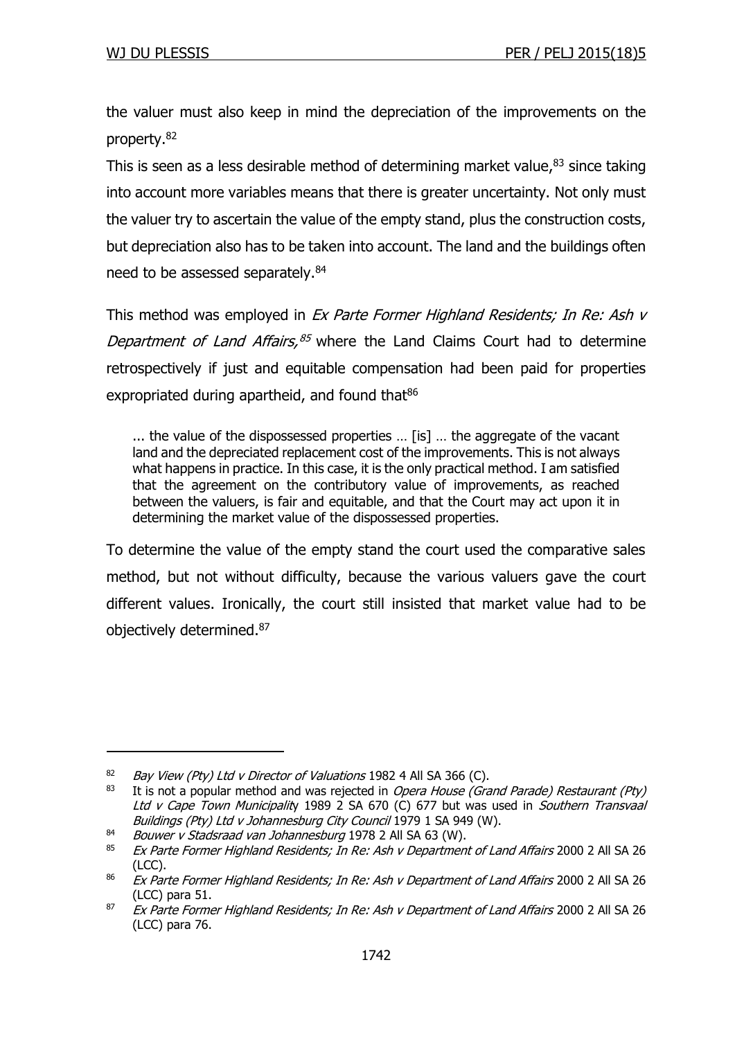the valuer must also keep in mind the depreciation of the improvements on the property.[82]

This is seen as a less desirable method of determining market value,[83] since taking into account more variables means that there is greater uncertainty. Not only must the valuer try to ascertain the value of the empty stand, plus the construction costs, but depreciation also has to be taken into account. The land and the buildings often need to be assessed separately.[84]

This method was employed in *Ex Parte Former Highland Residents; In Re: Ash v Department of Land Affairs,*[85] where the Land Claims Court had to determine retrospectively if just and equitable compensation had been paid for properties expropriated during apartheid, and found that[86]

> ... the value of the dispossessed properties … [is] … the aggregate of the vacant land and the depreciated replacement cost of the improvements. This is not always what happens in practice. In this case, it is the only practical method. I am satisfied that the agreement on the contributory value of improvements, as reached between the valuers, is fair and equitable, and that the Court may act upon it in determining the market value of the dispossessed properties.

To determine the value of the empty stand the court used the comparative sales method, but not without difficulty, because the various valuers gave the court different values. Ironically, the court still insisted that market value had to be objectively determined.[87]

---

[82] *Bay View (Pty) Ltd v Director of Valuations* 1982 4 All SA 366 (C).

[83] It is not a popular method and was rejected in *Opera House (Grand Parade) Restaurant (Pty) Ltd v Cape Town Municipality* 1989 2 SA 670 (C) 677 but was used in *Southern Transvaal Buildings (Pty) Ltd v Johannesburg City Council* 1979 1 SA 949 (W).

[84] *Bouwer v Stadsraad van Johannesburg* 1978 2 All SA 63 (W).

[85] *Ex Parte Former Highland Residents; In Re: Ash v Department of Land Affairs* 2000 2 All SA 26 (LCC).

[86] *Ex Parte Former Highland Residents; In Re: Ash v Department of Land Affairs* 2000 2 All SA 26 (LCC) para 51.

[87] *Ex Parte Former Highland Residents; In Re: Ash v Department of Land Affairs* 2000 2 All SA 26 (LCC) para 76.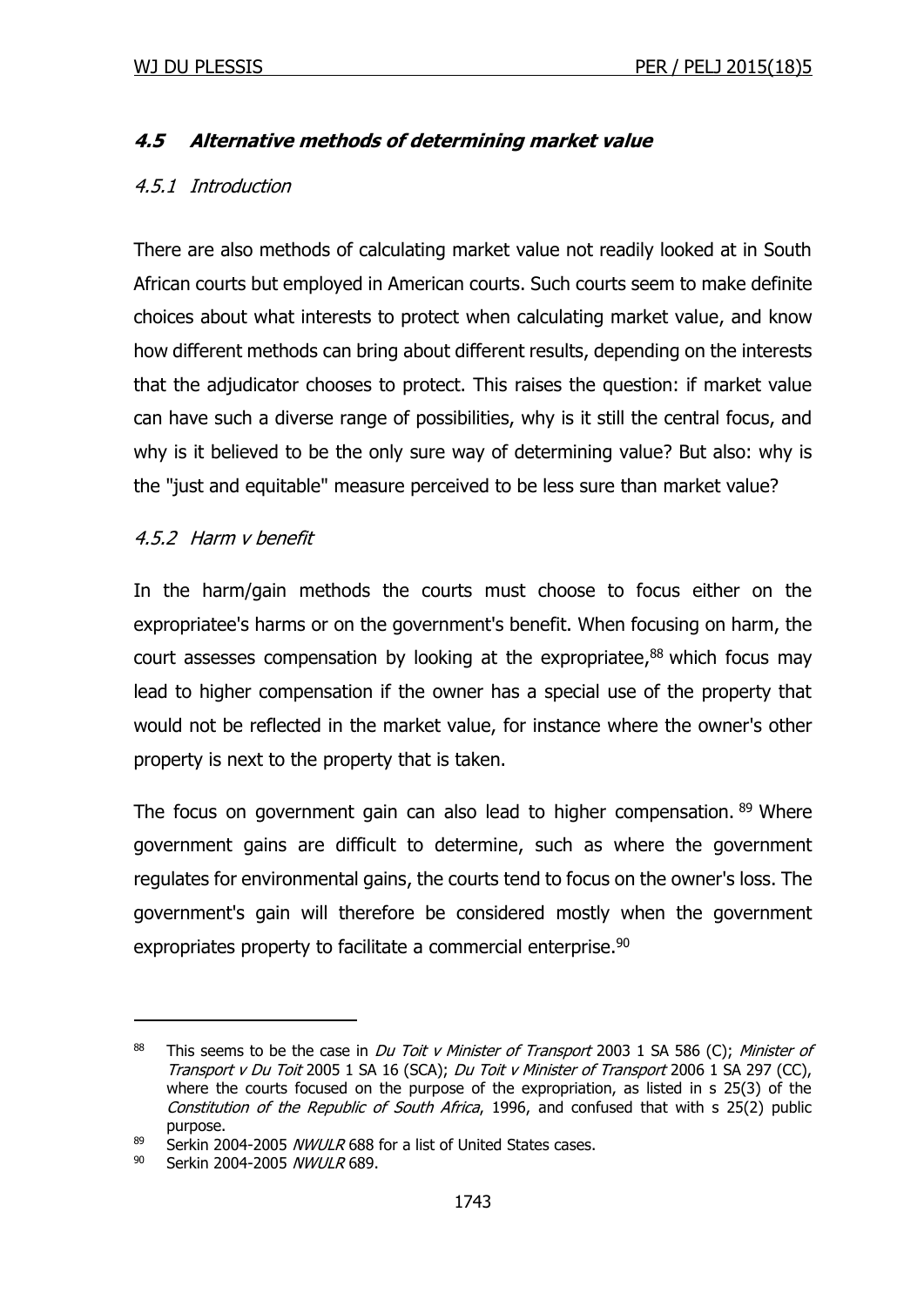### ***4.5 Alternative methods of determining market value***

#### *4.5.1 Introduction*

There are also methods of calculating market value not readily looked at in South African courts but employed in American courts. Such courts seem to make definite choices about what interests to protect when calculating market value, and know how different methods can bring about different results, depending on the interests that the adjudicator chooses to protect. This raises the question: if market value can have such a diverse range of possibilities, why is it still the central focus, and why is it believed to be the only sure way of determining value? But also: why is the "just and equitable" measure perceived to be less sure than market value?

#### *4.5.2 Harm v benefit*

In the harm/gain methods the courts must choose to focus either on the expropriatee's harms or on the government's benefit. When focusing on harm, the court assesses compensation by looking at the expropriatee,[88] which focus may lead to higher compensation if the owner has a special use of the property that would not be reflected in the market value, for instance where the owner's other property is next to the property that is taken.

The focus on government gain can also lead to higher compensation. [89] Where government gains are difficult to determine, such as where the government regulates for environmental gains, the courts tend to focus on the owner's loss. The government's gain will therefore be considered mostly when the government expropriates property to facilitate a commercial enterprise.[90]

---

[88] This seems to be the case in *Du Toit v Minister of Transport* 2003 1 SA 586 (C); *Minister of Transport v Du Toit* 2005 1 SA 16 (SCA); *Du Toit v Minister of Transport* 2006 1 SA 297 (CC), where the courts focused on the purpose of the expropriation, as listed in s 25(3) of the *Constitution of the Republic of South Africa*, 1996, and confused that with s 25(2) public purpose.

[89] Serkin 2004-2005 *NWULR* 688 for a list of United States cases.

[90] Serkin 2004-2005 *NWULR* 689.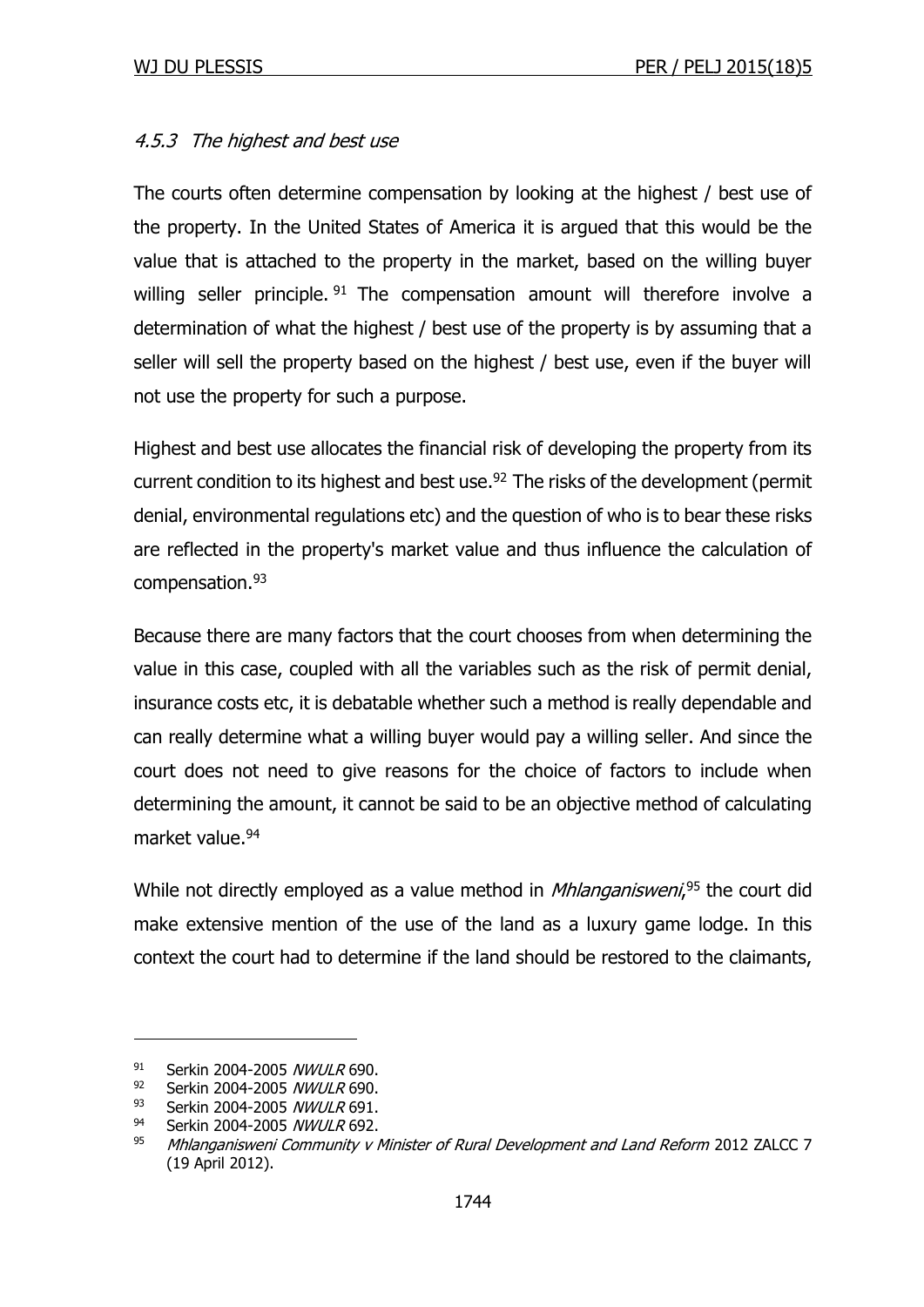#### *4.5.3 The highest and best use*

The courts often determine compensation by looking at the highest / best use of the property. In the United States of America it is argued that this would be the value that is attached to the property in the market, based on the willing buyer willing seller principle.[91] The compensation amount will therefore involve a determination of what the highest / best use of the property is by assuming that a seller will sell the property based on the highest / best use, even if the buyer will not use the property for such a purpose.

Highest and best use allocates the financial risk of developing the property from its current condition to its highest and best use.[92] The risks of the development (permit denial, environmental regulations etc) and the question of who is to bear these risks are reflected in the property's market value and thus influence the calculation of compensation.[93]

Because there are many factors that the court chooses from when determining the value in this case, coupled with all the variables such as the risk of permit denial, insurance costs etc, it is debatable whether such a method is really dependable and can really determine what a willing buyer would pay a willing seller. And since the court does not need to give reasons for the choice of factors to include when determining the amount, it cannot be said to be an objective method of calculating market value.[94]

While not directly employed as a value method in *Mhlanganisweni*,[95] the court did make extensive mention of the use of the land as a luxury game lodge. In this context the court had to determine if the land should be restored to the claimants,

---

[91] Serkin 2004-2005 *NWULR* 690.

[92] Serkin 2004-2005 *NWULR* 690.

[93] Serkin 2004-2005 *NWULR* 691.

[94] Serkin 2004-2005 *NWULR* 692.

[95] *Mhlanganisweni Community v Minister of Rural Development and Land Reform* 2012 ZALCC 7 (19 April 2012).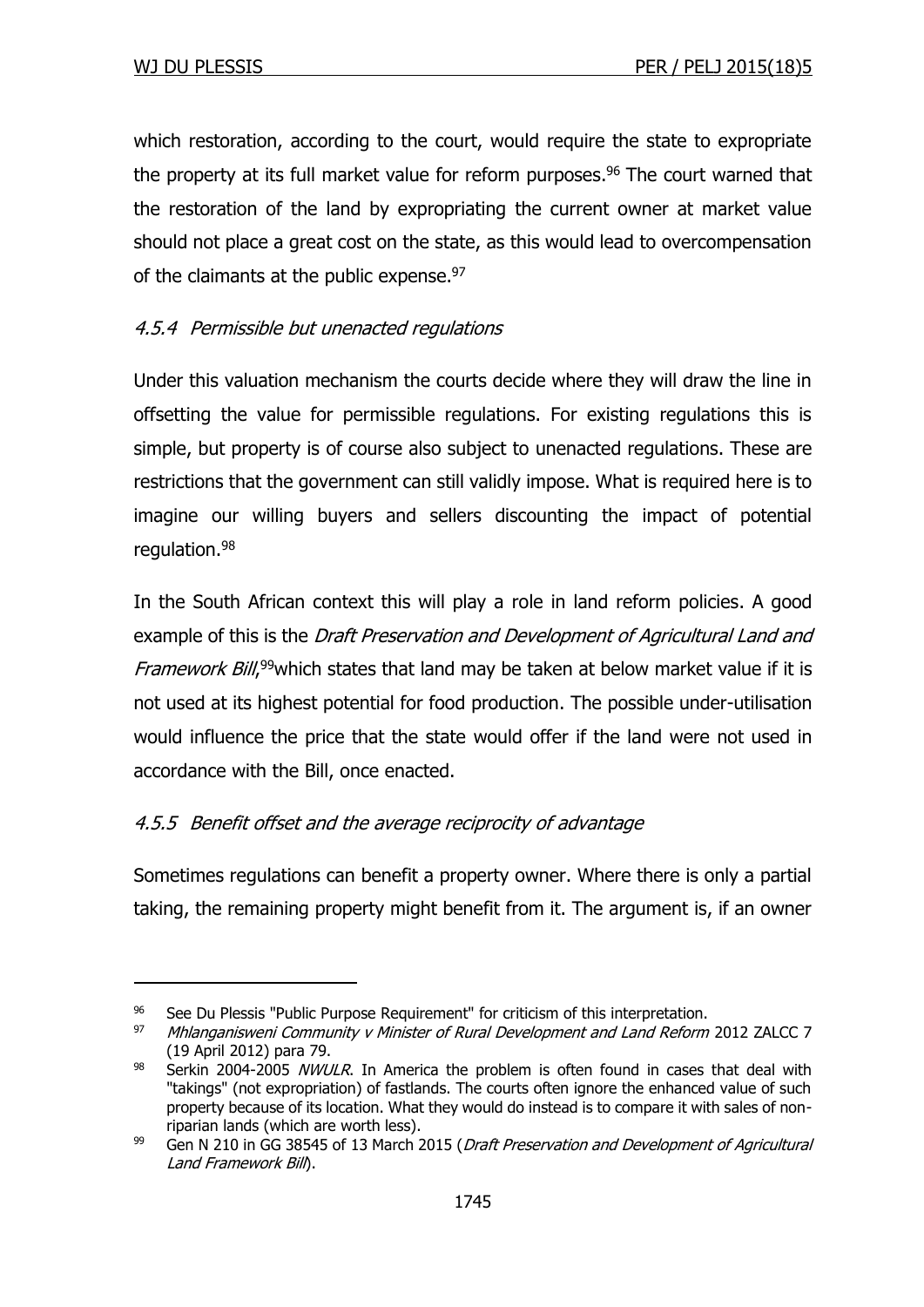which restoration, according to the court, would require the state to expropriate the property at its full market value for reform purposes.[96] The court warned that the restoration of the land by expropriating the current owner at market value should not place a great cost on the state, as this would lead to overcompensation of the claimants at the public expense.[97]

#### *4.5.4 Permissible but unenacted regulations*

Under this valuation mechanism the courts decide where they will draw the line in offsetting the value for permissible regulations. For existing regulations this is simple, but property is of course also subject to unenacted regulations. These are restrictions that the government can still validly impose. What is required here is to imagine our willing buyers and sellers discounting the impact of potential regulation.[98]

In the South African context this will play a role in land reform policies. A good example of this is the *Draft Preservation and Development of Agricultural Land and Framework Bill*,[99]which states that land may be taken at below market value if it is not used at its highest potential for food production. The possible under-utilisation would influence the price that the state would offer if the land were not used in accordance with the Bill, once enacted.

#### *4.5.5 Benefit offset and the average reciprocity of advantage*

Sometimes regulations can benefit a property owner. Where there is only a partial taking, the remaining property might benefit from it. The argument is, if an owner

---

[96] See Du Plessis "Public Purpose Requirement" for criticism of this interpretation.

[97] *Mhlanganisweni Community v Minister of Rural Development and Land Reform* 2012 ZALCC 7 (19 April 2012) para 79.

[98] Serkin 2004-2005 *NWULR*. In America the problem is often found in cases that deal with "takings" (not expropriation) of fastlands. The courts often ignore the enhanced value of such property because of its location. What they would do instead is to compare it with sales of non-riparian lands (which are worth less).

[99] Gen N 210 in GG 38545 of 13 March 2015 (*Draft Preservation and Development of Agricultural Land Framework Bill*).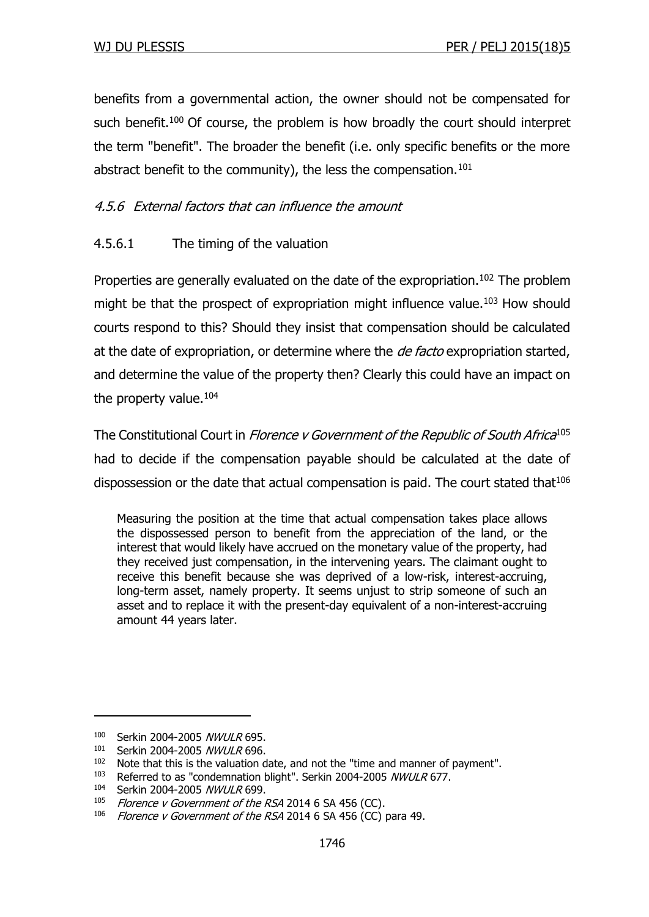benefits from a governmental action, the owner should not be compensated for such benefit.[100] Of course, the problem is how broadly the court should interpret the term "benefit". The broader the benefit (i.e. only specific benefits or the more abstract benefit to the community), the less the compensation.[101]

#### *4.5.6 External factors that can influence the amount*

##### 4.5.6.1 The timing of the valuation

Properties are generally evaluated on the date of the expropriation.[102] The problem might be that the prospect of expropriation might influence value.[103] How should courts respond to this? Should they insist that compensation should be calculated at the date of expropriation, or determine where the *de facto* expropriation started, and determine the value of the property then? Clearly this could have an impact on the property value.[104]

The Constitutional Court in *Florence v Government of the Republic of South Africa*[105] had to decide if the compensation payable should be calculated at the date of dispossession or the date that actual compensation is paid. The court stated that[106]

> Measuring the position at the time that actual compensation takes place allows the dispossessed person to benefit from the appreciation of the land, or the interest that would likely have accrued on the monetary value of the property, had they received just compensation, in the intervening years. The claimant ought to receive this benefit because she was deprived of a low-risk, interest-accruing, long-term asset, namely property. It seems unjust to strip someone of such an asset and to replace it with the present-day equivalent of a non-interest-accruing amount 44 years later.

---

[100] Serkin 2004-2005 *NWULR* 695.

[101] Serkin 2004-2005 *NWULR* 696.

[102] Note that this is the valuation date, and not the "time and manner of payment".

[103] Referred to as "condemnation blight". Serkin 2004-2005 *NWULR* 677.

[104] Serkin 2004-2005 *NWULR* 699.

[105] *Florence v Government of the RSA* 2014 6 SA 456 (CC).

[106] *Florence v Government of the RSA* 2014 6 SA 456 (CC) para 49.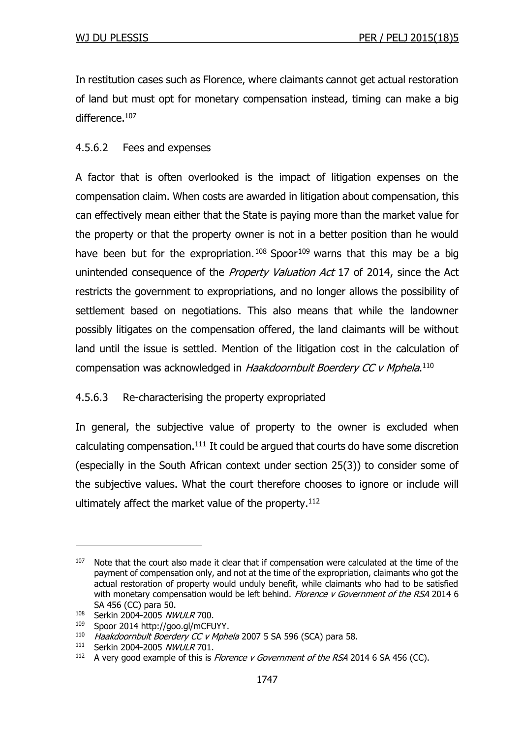In restitution cases such as Florence, where claimants cannot get actual restoration of land but must opt for monetary compensation instead, timing can make a big difference.[107]

#### 4.5.6.2 Fees and expenses

A factor that is often overlooked is the impact of litigation expenses on the compensation claim. When costs are awarded in litigation about compensation, this can effectively mean either that the State is paying more than the market value for the property or that the property owner is not in a better position than he would have been but for the expropriation.[108] Spoor[109] warns that this may be a big unintended consequence of the *Property Valuation Act* 17 of 2014, since the Act restricts the government to expropriations, and no longer allows the possibility of settlement based on negotiations. This also means that while the landowner possibly litigates on the compensation offered, the land claimants will be without land until the issue is settled. Mention of the litigation cost in the calculation of compensation was acknowledged in *Haakdoornbult Boerdery CC v Mphela*.[110]

#### 4.5.6.3 Re-characterising the property expropriated

In general, the subjective value of property to the owner is excluded when calculating compensation.[111] It could be argued that courts do have some discretion (especially in the South African context under section 25(3)) to consider some of the subjective values. What the court therefore chooses to ignore or include will ultimately affect the market value of the property.[112]

---

[107] Note that the court also made it clear that if compensation were calculated at the time of the payment of compensation only, and not at the time of the expropriation, claimants who got the actual restoration of property would unduly benefit, while claimants who had to be satisfied with monetary compensation would be left behind. *Florence v Government of the RSA* 2014 6 SA 456 (CC) para 50.

[108] Serkin 2004-2005 *NWULR* 700.

[109] Spoor 2014 http://goo.gl/mCFUYY.

[110] *Haakdoornbult Boerdery CC v Mphela* 2007 5 SA 596 (SCA) para 58.

[111] Serkin 2004-2005 *NWULR* 701.

[112] A very good example of this is *Florence v Government of the RSA* 2014 6 SA 456 (CC).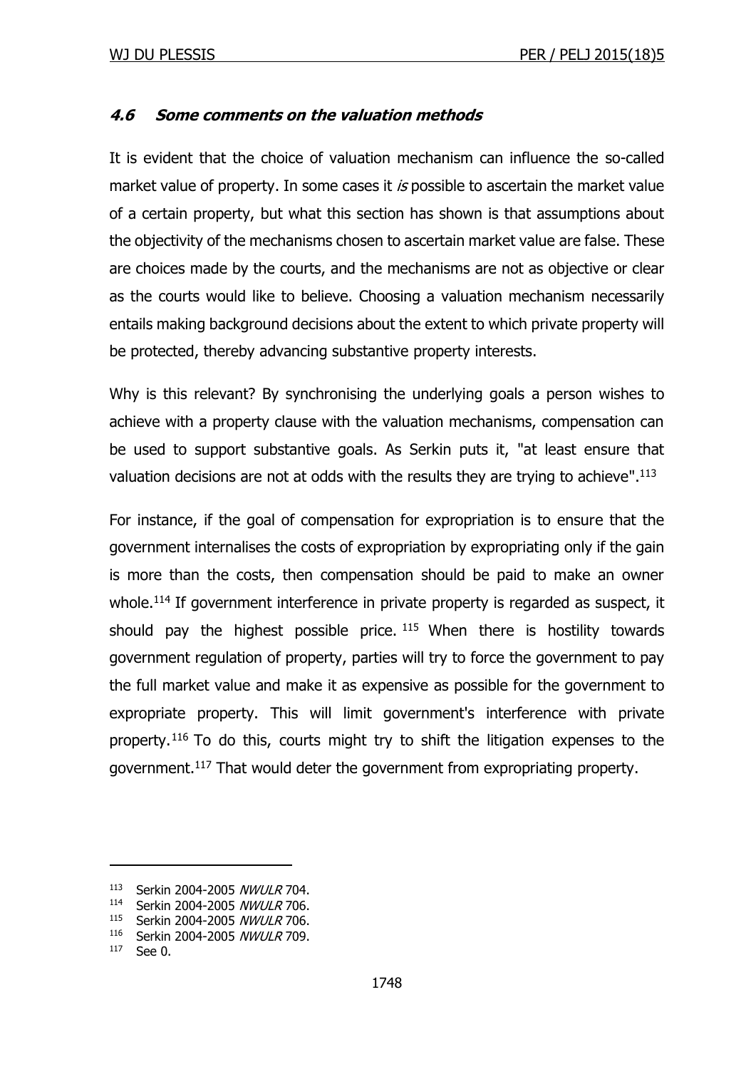### *4.6 Some comments on the valuation methods*

It is evident that the choice of valuation mechanism can influence the so-called market value of property. In some cases it *is* possible to ascertain the market value of a certain property, but what this section has shown is that assumptions about the objectivity of the mechanisms chosen to ascertain market value are false. These are choices made by the courts, and the mechanisms are not as objective or clear as the courts would like to believe. Choosing a valuation mechanism necessarily entails making background decisions about the extent to which private property will be protected, thereby advancing substantive property interests.

Why is this relevant? By synchronising the underlying goals a person wishes to achieve with a property clause with the valuation mechanisms, compensation can be used to support substantive goals. As Serkin puts it, "at least ensure that valuation decisions are not at odds with the results they are trying to achieve".[113]

For instance, if the goal of compensation for expropriation is to ensure that the government internalises the costs of expropriation by expropriating only if the gain is more than the costs, then compensation should be paid to make an owner whole.[114] If government interference in private property is regarded as suspect, it should pay the highest possible price.[115] When there is hostility towards government regulation of property, parties will try to force the government to pay the full market value and make it as expensive as possible for the government to expropriate property. This will limit government's interference with private property.[116] To do this, courts might try to shift the litigation expenses to the government.[117] That would deter the government from expropriating property.

---

113 Serkin 2004-2005 *NWULR* 704.
114 Serkin 2004-2005 *NWULR* 706.
115 Serkin 2004-2005 *NWULR* 706.
116 Serkin 2004-2005 *NWULR* 709.
117 See 0.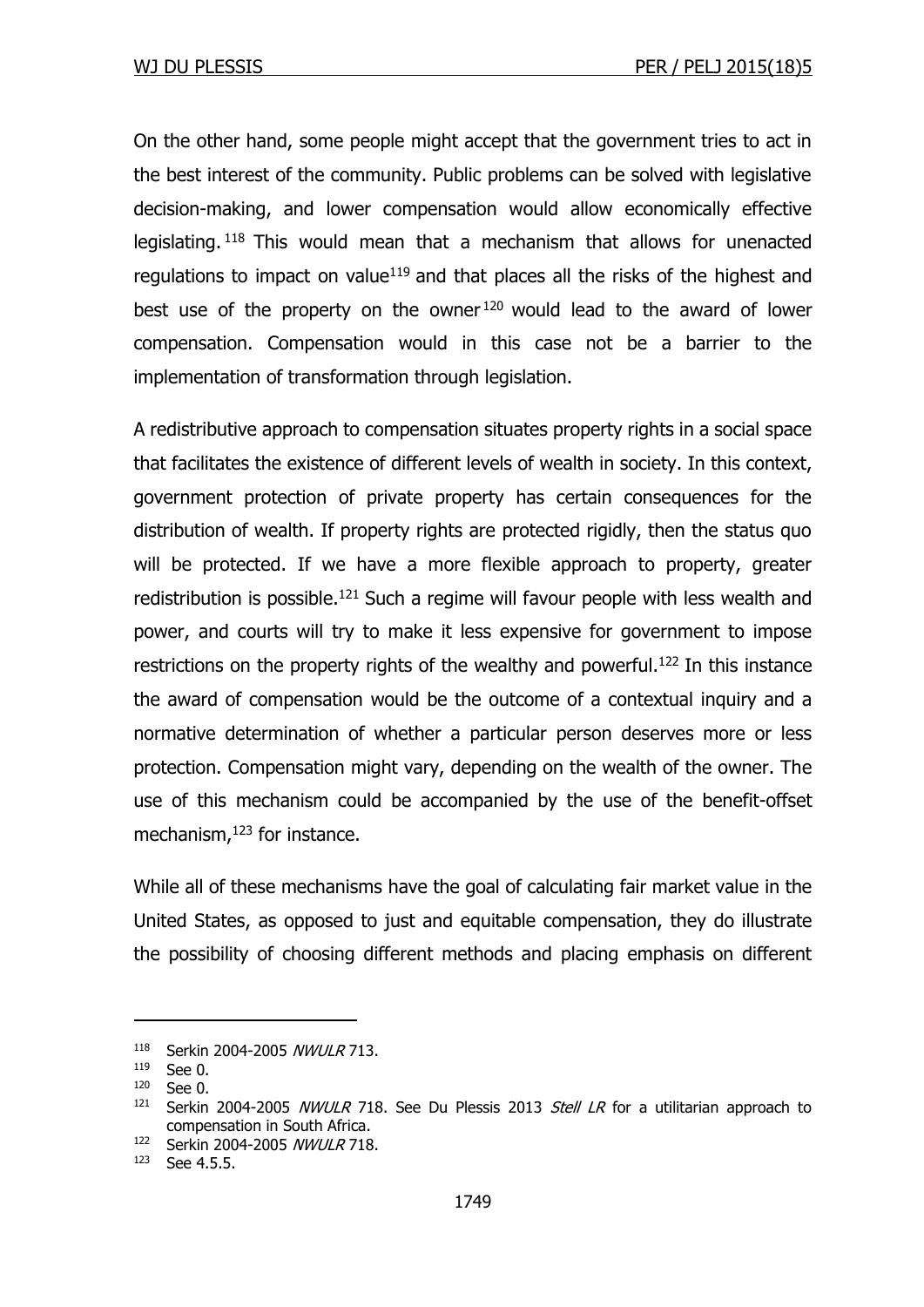On the other hand, some people might accept that the government tries to act in the best interest of the community. Public problems can be solved with legislative decision-making, and lower compensation would allow economically effective legislating.[118] This would mean that a mechanism that allows for unenacted regulations to impact on value[119] and that places all the risks of the highest and best use of the property on the owner[120] would lead to the award of lower compensation. Compensation would in this case not be a barrier to the implementation of transformation through legislation.

A redistributive approach to compensation situates property rights in a social space that facilitates the existence of different levels of wealth in society. In this context, government protection of private property has certain consequences for the distribution of wealth. If property rights are protected rigidly, then the status quo will be protected. If we have a more flexible approach to property, greater redistribution is possible.[121] Such a regime will favour people with less wealth and power, and courts will try to make it less expensive for government to impose restrictions on the property rights of the wealthy and powerful.[122] In this instance the award of compensation would be the outcome of a contextual inquiry and a normative determination of whether a particular person deserves more or less protection. Compensation might vary, depending on the wealth of the owner. The use of this mechanism could be accompanied by the use of the benefit-offset mechanism,[123] for instance.

While all of these mechanisms have the goal of calculating fair market value in the United States, as opposed to just and equitable compensation, they do illustrate the possibility of choosing different methods and placing emphasis on different

---

118 Serkin 2004-2005 *NWULR* 713.

119 See 0.

120 See 0.

121 Serkin 2004-2005 *NWULR* 718. See Du Plessis 2013 *Stell LR* for a utilitarian approach to compensation in South Africa.

122 Serkin 2004-2005 *NWULR* 718.

123 See 4.5.5.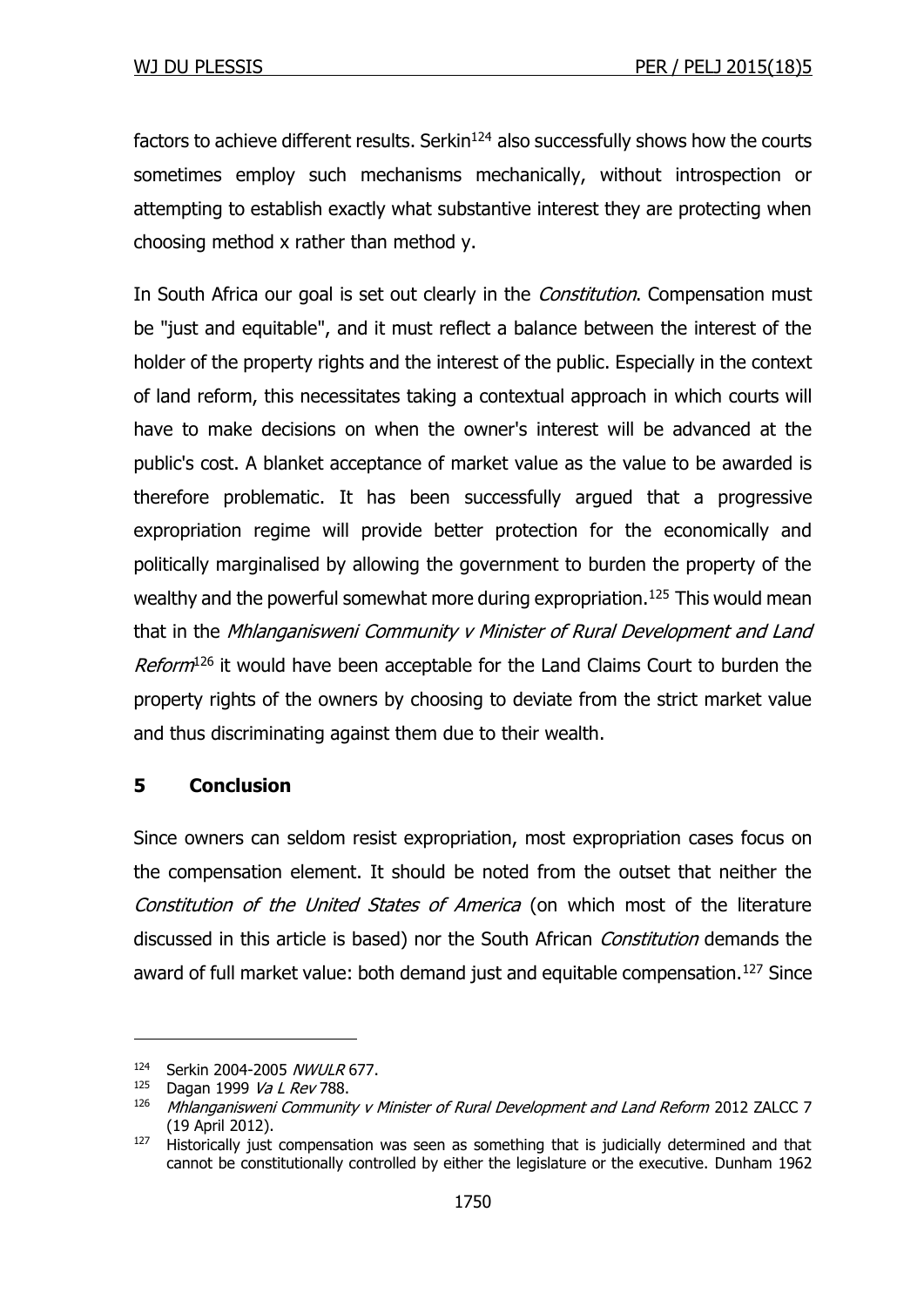factors to achieve different results. Serkin[124] also successfully shows how the courts sometimes employ such mechanisms mechanically, without introspection or attempting to establish exactly what substantive interest they are protecting when choosing method x rather than method y.

In South Africa our goal is set out clearly in the *Constitution*. Compensation must be "just and equitable", and it must reflect a balance between the interest of the holder of the property rights and the interest of the public. Especially in the context of land reform, this necessitates taking a contextual approach in which courts will have to make decisions on when the owner's interest will be advanced at the public's cost. A blanket acceptance of market value as the value to be awarded is therefore problematic. It has been successfully argued that a progressive expropriation regime will provide better protection for the economically and politically marginalised by allowing the government to burden the property of the wealthy and the powerful somewhat more during expropriation.[125] This would mean that in the *Mhlanganisweni Community v Minister of Rural Development and Land Reform*[126] it would have been acceptable for the Land Claims Court to burden the property rights of the owners by choosing to deviate from the strict market value and thus discriminating against them due to their wealth.

## 5 Conclusion

Since owners can seldom resist expropriation, most expropriation cases focus on the compensation element. It should be noted from the outset that neither the *Constitution of the United States of America* (on which most of the literature discussed in this article is based) nor the South African *Constitution* demands the award of full market value: both demand just and equitable compensation.[127] Since

---

[124] Serkin 2004-2005 *NWULR* 677.

[125] Dagan 1999 *Va L Rev* 788.

[126] *Mhlanganisweni Community v Minister of Rural Development and Land Reform* 2012 ZALCC 7 (19 April 2012).

[127] Historically just compensation was seen as something that is judicially determined and that cannot be constitutionally controlled by either the legislature or the executive. Dunham 1962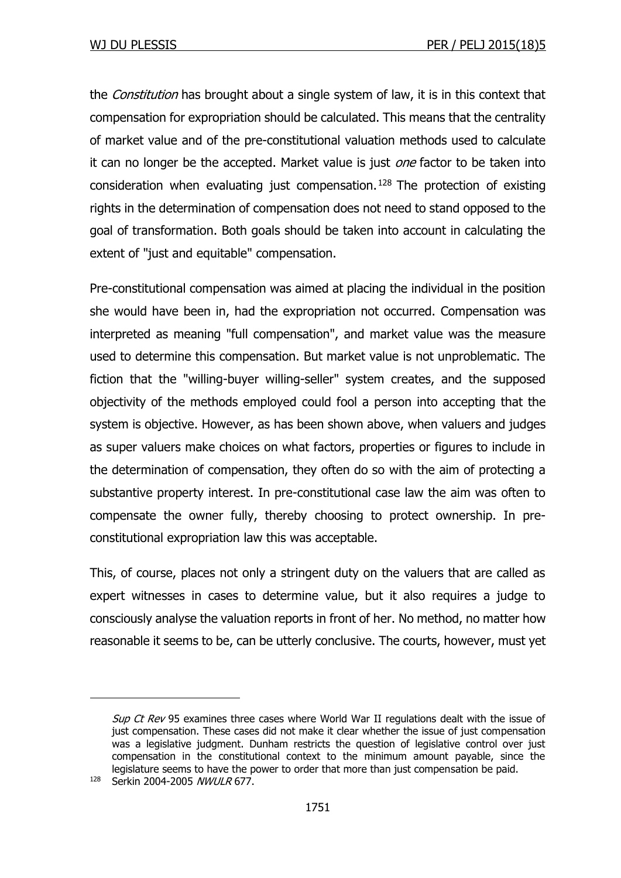the *Constitution* has brought about a single system of law, it is in this context that compensation for expropriation should be calculated. This means that the centrality of market value and of the pre-constitutional valuation methods used to calculate it can no longer be the accepted. Market value is just *one* factor to be taken into consideration when evaluating just compensation.[128] The protection of existing rights in the determination of compensation does not need to stand opposed to the goal of transformation. Both goals should be taken into account in calculating the extent of "just and equitable" compensation.

Pre-constitutional compensation was aimed at placing the individual in the position she would have been in, had the expropriation not occurred. Compensation was interpreted as meaning "full compensation", and market value was the measure used to determine this compensation. But market value is not unproblematic. The fiction that the "willing-buyer willing-seller" system creates, and the supposed objectivity of the methods employed could fool a person into accepting that the system is objective. However, as has been shown above, when valuers and judges as super valuers make choices on what factors, properties or figures to include in the determination of compensation, they often do so with the aim of protecting a substantive property interest. In pre-constitutional case law the aim was often to compensate the owner fully, thereby choosing to protect ownership. In pre-constitutional expropriation law this was acceptable.

This, of course, places not only a stringent duty on the valuers that are called as expert witnesses in cases to determine value, but it also requires a judge to consciously analyse the valuation reports in front of her. No method, no matter how reasonable it seems to be, can be utterly conclusive. The courts, however, must yet

---

*Sup Ct Rev* 95 examines three cases where World War II regulations dealt with the issue of just compensation. These cases did not make it clear whether the issue of just compensation was a legislative judgment. Dunham restricts the question of legislative control over just compensation in the constitutional context to the minimum amount payable, since the legislature seems to have the power to order that more than just compensation be paid.

[128] Serkin 2004-2005 *NWULR* 677.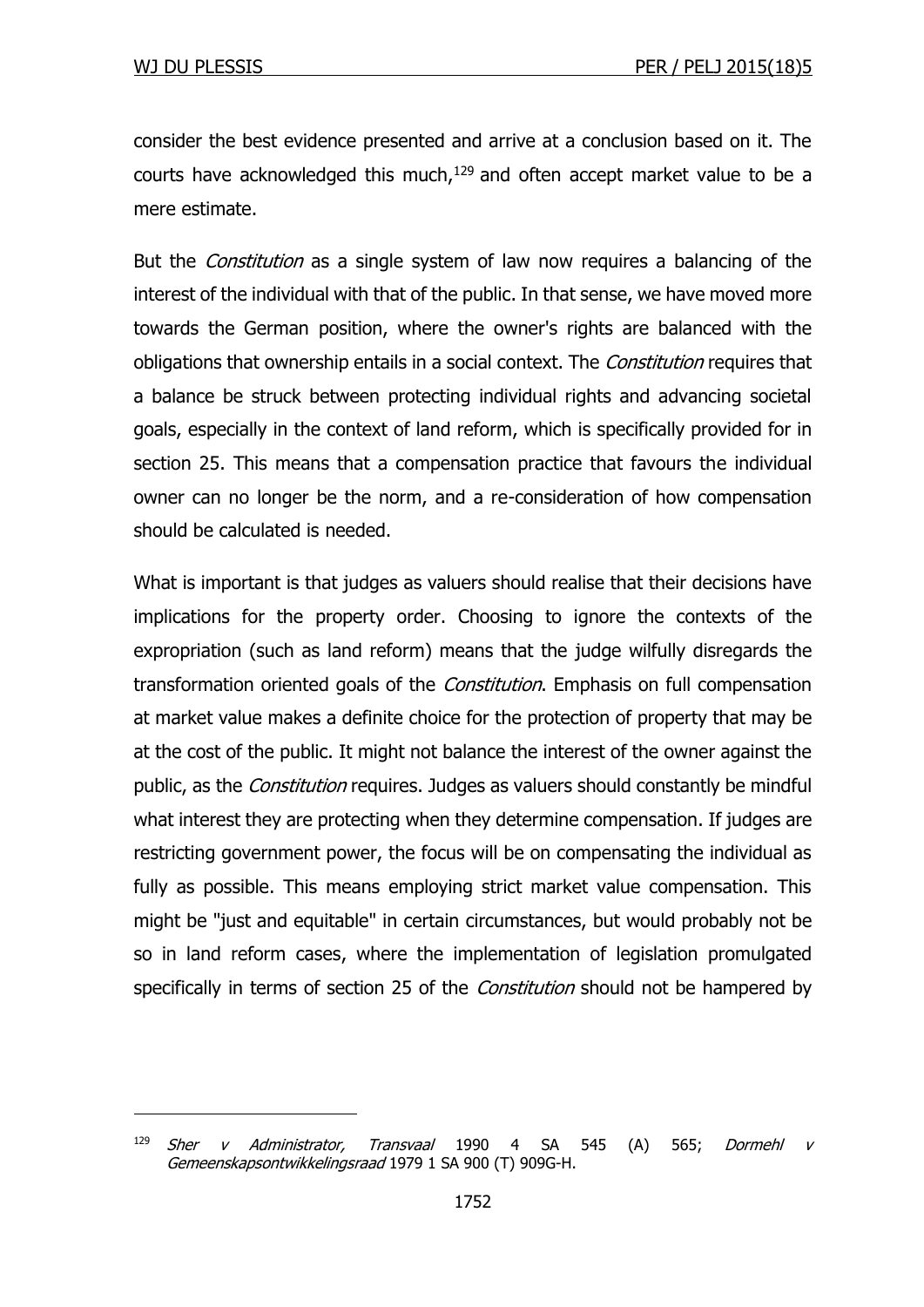consider the best evidence presented and arrive at a conclusion based on it. The courts have acknowledged this much,[129] and often accept market value to be a mere estimate.

But the *Constitution* as a single system of law now requires a balancing of the interest of the individual with that of the public. In that sense, we have moved more towards the German position, where the owner's rights are balanced with the obligations that ownership entails in a social context. The *Constitution* requires that a balance be struck between protecting individual rights and advancing societal goals, especially in the context of land reform, which is specifically provided for in section 25. This means that a compensation practice that favours the individual owner can no longer be the norm, and a re-consideration of how compensation should be calculated is needed.

What is important is that judges as valuers should realise that their decisions have implications for the property order. Choosing to ignore the contexts of the expropriation (such as land reform) means that the judge wilfully disregards the transformation oriented goals of the *Constitution*. Emphasis on full compensation at market value makes a definite choice for the protection of property that may be at the cost of the public. It might not balance the interest of the owner against the public, as the *Constitution* requires. Judges as valuers should constantly be mindful what interest they are protecting when they determine compensation. If judges are restricting government power, the focus will be on compensating the individual as fully as possible. This means employing strict market value compensation. This might be "just and equitable" in certain circumstances, but would probably not be so in land reform cases, where the implementation of legislation promulgated specifically in terms of section 25 of the *Constitution* should not be hampered by

---

[129] *Sher v Administrator, Transvaal* 1990 4 SA 545 (A) 565; *Dormehl v Gemeenskapsontwikkelingsraad* 1979 1 SA 900 (T) 909G-H.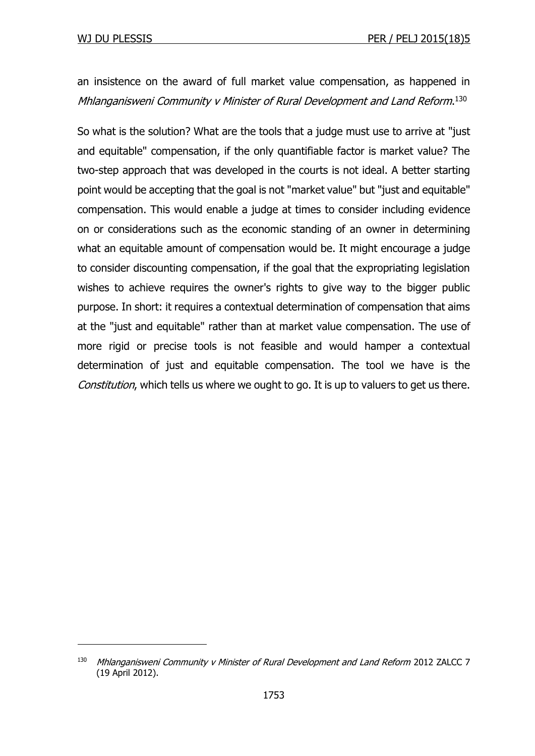an insistence on the award of full market value compensation, as happened in *Mhlanganisweni Community v Minister of Rural Development and Land Reform*.[130]

So what is the solution? What are the tools that a judge must use to arrive at "just and equitable" compensation, if the only quantifiable factor is market value? The two-step approach that was developed in the courts is not ideal. A better starting point would be accepting that the goal is not "market value" but "just and equitable" compensation. This would enable a judge at times to consider including evidence on or considerations such as the economic standing of an owner in determining what an equitable amount of compensation would be. It might encourage a judge to consider discounting compensation, if the goal that the expropriating legislation wishes to achieve requires the owner's rights to give way to the bigger public purpose. In short: it requires a contextual determination of compensation that aims at the "just and equitable" rather than at market value compensation. The use of more rigid or precise tools is not feasible and would hamper a contextual determination of just and equitable compensation. The tool we have is the *Constitution*, which tells us where we ought to go. It is up to valuers to get us there.

---

[130] *Mhlanganisweni Community v Minister of Rural Development and Land Reform* 2012 ZALCC 7 (19 April 2012).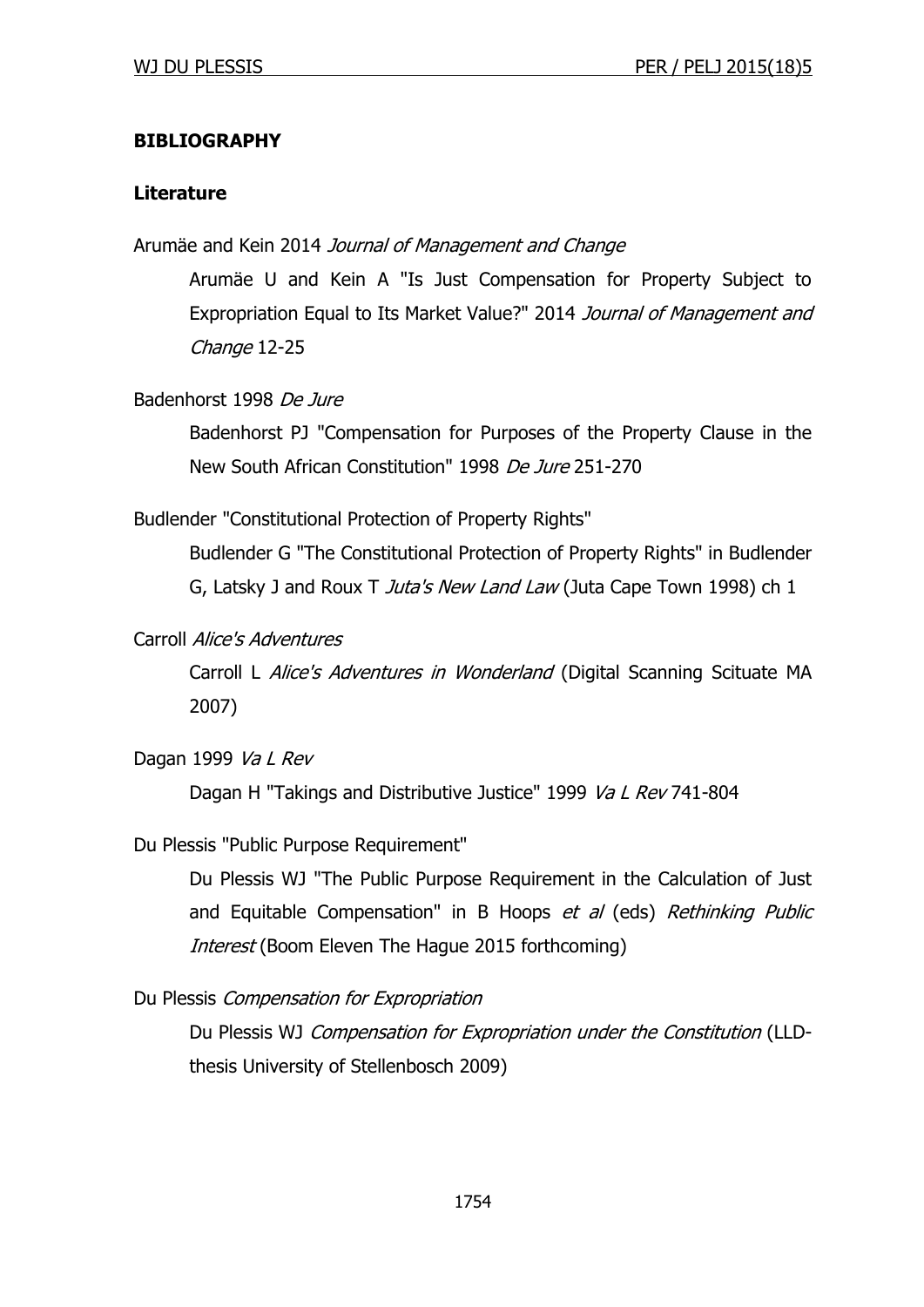## BIBLIOGRAPHY

### Literature

Arumäe and Kein 2014 *Journal of Management and Change*

Arumäe U and Kein A "Is Just Compensation for Property Subject to Expropriation Equal to Its Market Value?" 2014 *Journal of Management and Change* 12-25

Badenhorst 1998 *De Jure*

Badenhorst PJ "Compensation for Purposes of the Property Clause in the New South African Constitution" 1998 *De Jure* 251-270

Budlender "Constitutional Protection of Property Rights"

Budlender G "The Constitutional Protection of Property Rights" in Budlender G, Latsky J and Roux T *Juta's New Land Law* (Juta Cape Town 1998) ch 1

Carroll *Alice's Adventures*

Carroll L *Alice's Adventures in Wonderland* (Digital Scanning Scituate MA 2007)

Dagan 1999 *Va L Rev*

Dagan H "Takings and Distributive Justice" 1999 *Va L Rev* 741-804

Du Plessis "Public Purpose Requirement"

Du Plessis WJ "The Public Purpose Requirement in the Calculation of Just and Equitable Compensation" in B Hoops *et al* (eds) *Rethinking Public Interest* (Boom Eleven The Hague 2015 forthcoming)

Du Plessis *Compensation for Expropriation*

Du Plessis WJ *Compensation for Expropriation under the Constitution* (LLD-thesis University of Stellenbosch 2009)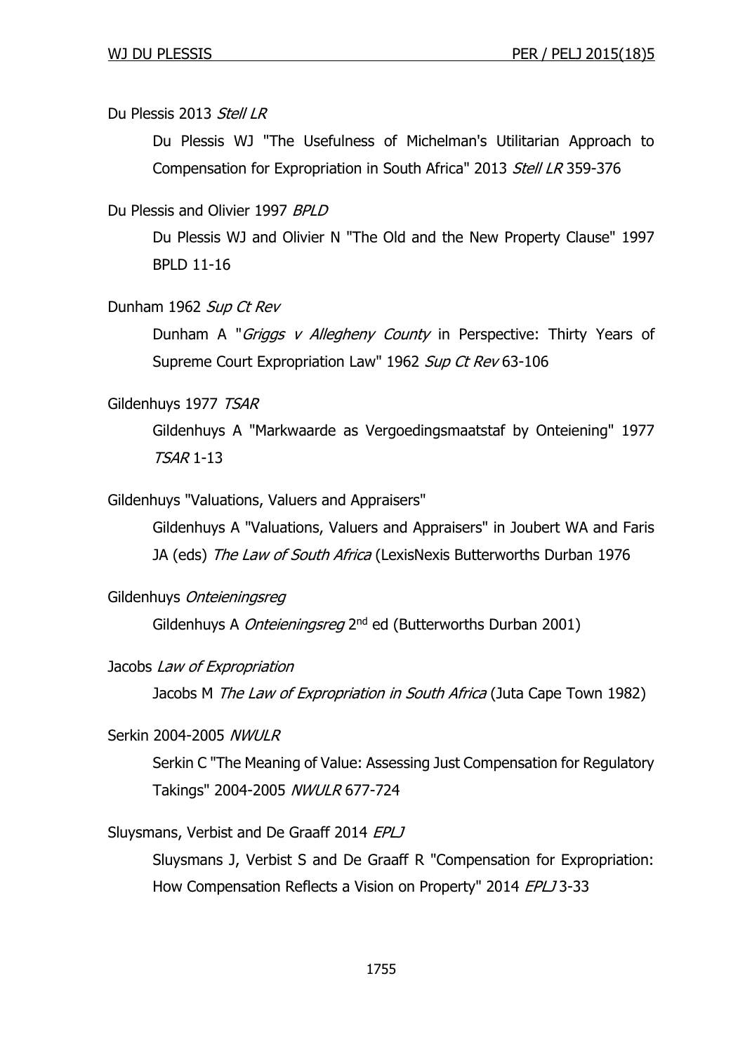Du Plessis 2013 *Stell LR*

Du Plessis WJ "The Usefulness of Michelman's Utilitarian Approach to Compensation for Expropriation in South Africa" 2013 *Stell LR* 359-376

Du Plessis and Olivier 1997 *BPLD*

Du Plessis WJ and Olivier N "The Old and the New Property Clause" 1997 BPLD 11-16

Dunham 1962 *Sup Ct Rev*

Dunham A "*Griggs v Allegheny County* in Perspective: Thirty Years of Supreme Court Expropriation Law" 1962 *Sup Ct Rev* 63-106

Gildenhuys 1977 *TSAR*

Gildenhuys A "Markwaarde as Vergoedingsmaatstaf by Onteiening" 1977 *TSAR* 1-13

Gildenhuys "Valuations, Valuers and Appraisers"

Gildenhuys A "Valuations, Valuers and Appraisers" in Joubert WA and Faris JA (eds) *The Law of South Africa* (LexisNexis Butterworths Durban 1976

Gildenhuys *Onteieningsreg*

Gildenhuys A *Onteieningsreg* 2nd ed (Butterworths Durban 2001)

Jacobs *Law of Expropriation*

Jacobs M *The Law of Expropriation in South Africa* (Juta Cape Town 1982)

Serkin 2004-2005 *NWULR*

Serkin C "The Meaning of Value: Assessing Just Compensation for Regulatory Takings" 2004-2005 *NWULR* 677-724

Sluysmans, Verbist and De Graaff 2014 *EPLJ*

Sluysmans J, Verbist S and De Graaff R "Compensation for Expropriation: How Compensation Reflects a Vision on Property" 2014 *EPLJ* 3-33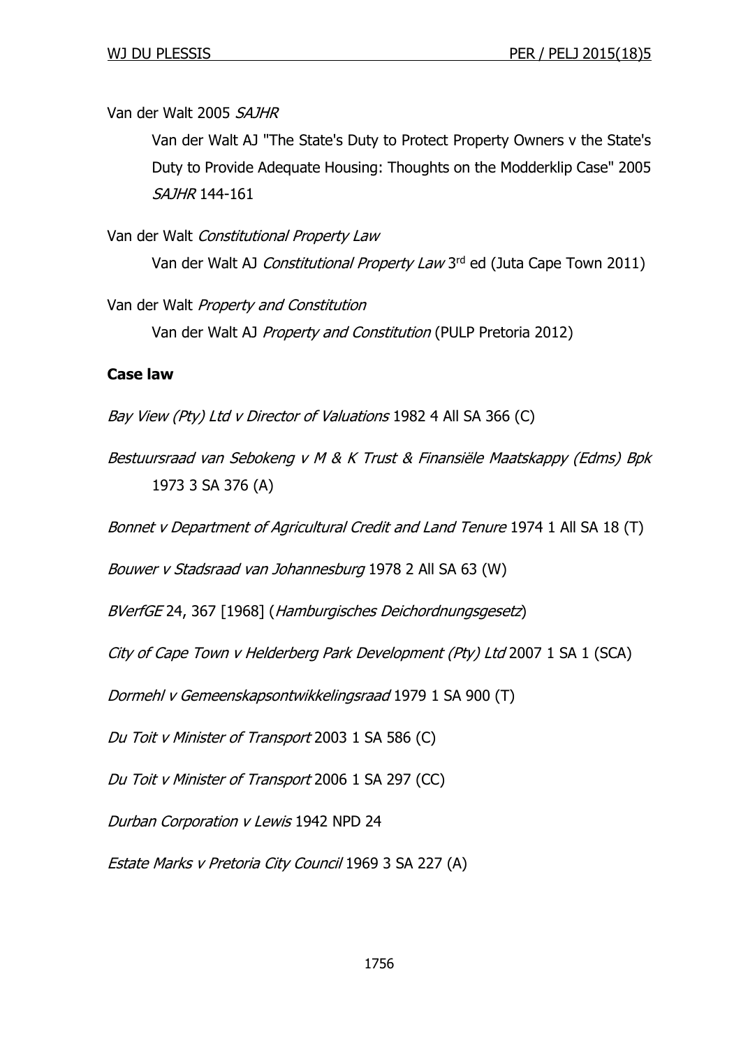Van der Walt 2005 *SAJHR*

Van der Walt AJ "The State's Duty to Protect Property Owners v the State's Duty to Provide Adequate Housing: Thoughts on the Modderklip Case" 2005 *SAJHR* 144-161

Van der Walt *Constitutional Property Law*

Van der Walt AJ *Constitutional Property Law* 3rd ed (Juta Cape Town 2011)

Van der Walt *Property and Constitution*

Van der Walt AJ *Property and Constitution* (PULP Pretoria 2012)

**Case law**

*Bay View (Pty) Ltd v Director of Valuations* 1982 4 All SA 366 (C)

*Bestuursraad van Sebokeng v M & K Trust & Finansiële Maatskappy (Edms) Bpk* 1973 3 SA 376 (A)

*Bonnet v Department of Agricultural Credit and Land Tenure* 1974 1 All SA 18 (T)

*Bouwer v Stadsraad van Johannesburg* 1978 2 All SA 63 (W)

*BVerfGE* 24, 367 [1968] (*Hamburgisches Deichordnungsgesetz*)

*City of Cape Town v Helderberg Park Development (Pty) Ltd* 2007 1 SA 1 (SCA)

*Dormehl v Gemeenskapsontwikkelingsraad* 1979 1 SA 900 (T)

*Du Toit v Minister of Transport* 2003 1 SA 586 (C)

*Du Toit v Minister of Transport* 2006 1 SA 297 (CC)

*Durban Corporation v Lewis* 1942 NPD 24

*Estate Marks v Pretoria City Council* 1969 3 SA 227 (A)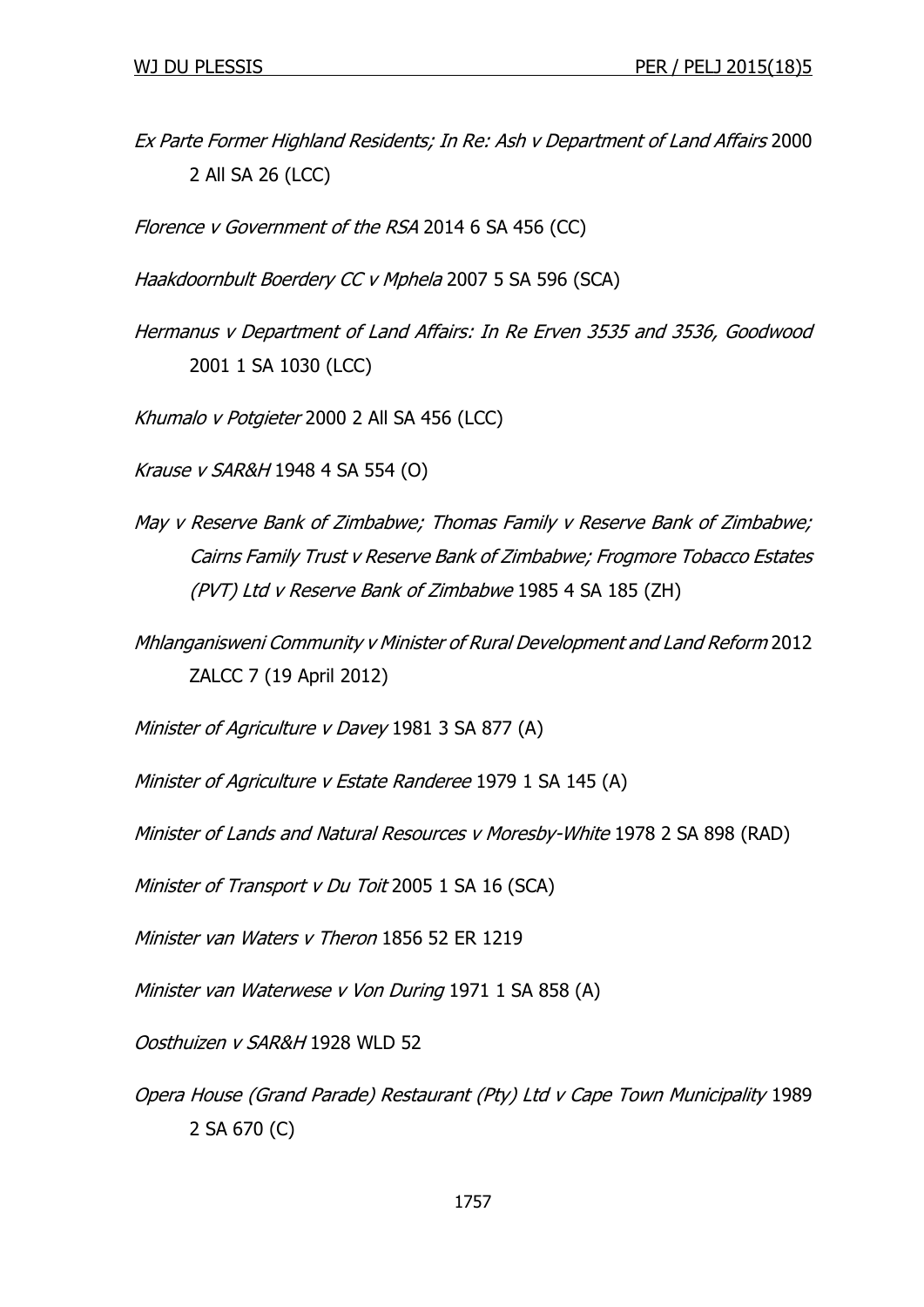*Ex Parte Former Highland Residents; In Re: Ash v Department of Land Affairs* 2000 2 All SA 26 (LCC)

*Florence v Government of the RSA* 2014 6 SA 456 (CC)

*Haakdoornbult Boerdery CC v Mphela* 2007 5 SA 596 (SCA)

*Hermanus v Department of Land Affairs: In Re Erven 3535 and 3536, Goodwood* 2001 1 SA 1030 (LCC)

*Khumalo v Potgieter* 2000 2 All SA 456 (LCC)

*Krause v SAR&H* 1948 4 SA 554 (O)

*May v Reserve Bank of Zimbabwe; Thomas Family v Reserve Bank of Zimbabwe; Cairns Family Trust v Reserve Bank of Zimbabwe; Frogmore Tobacco Estates (PVT) Ltd v Reserve Bank of Zimbabwe* 1985 4 SA 185 (ZH)

*Mhlanganisweni Community v Minister of Rural Development and Land Reform* 2012 ZALCC 7 (19 April 2012)

*Minister of Agriculture v Davey* 1981 3 SA 877 (A)

*Minister of Agriculture v Estate Randeree* 1979 1 SA 145 (A)

*Minister of Lands and Natural Resources v Moresby-White* 1978 2 SA 898 (RAD)

*Minister of Transport v Du Toit* 2005 1 SA 16 (SCA)

*Minister van Waters v Theron* 1856 52 ER 1219

*Minister van Waterwese v Von During* 1971 1 SA 858 (A)

*Oosthuizen v SAR&H* 1928 WLD 52

*Opera House (Grand Parade) Restaurant (Pty) Ltd v Cape Town Municipality* 1989 2 SA 670 (C)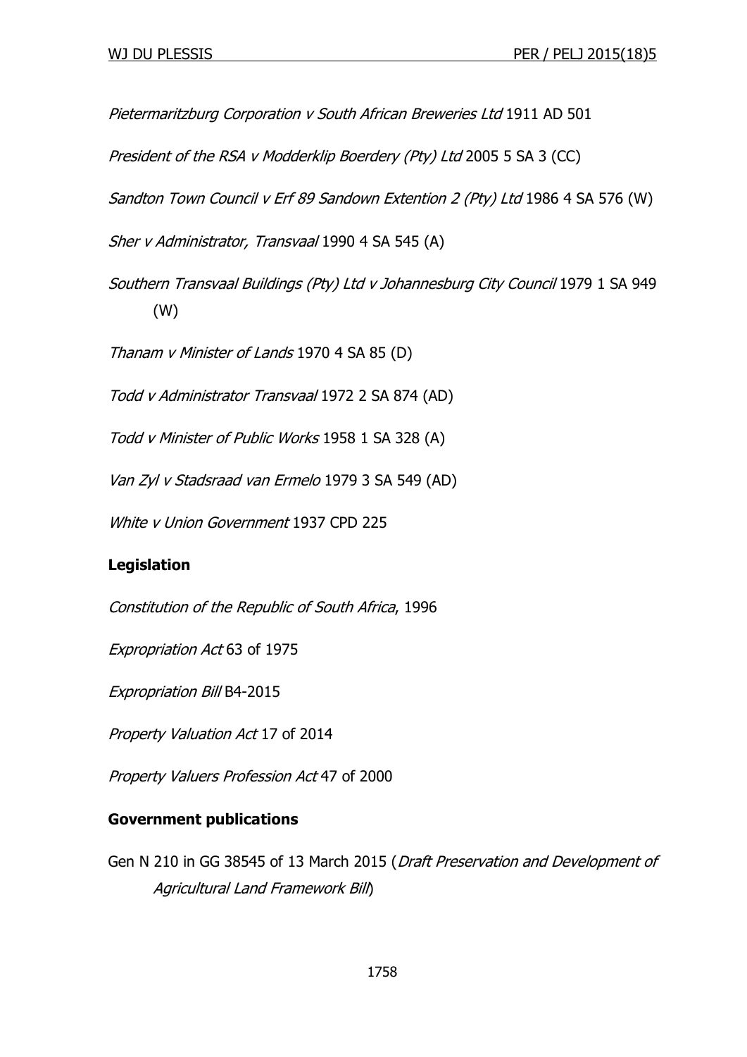*Pietermaritzburg Corporation v South African Breweries Ltd* 1911 AD 501

*President of the RSA v Modderklip Boerdery (Pty) Ltd* 2005 5 SA 3 (CC)

*Sandton Town Council v Erf 89 Sandown Extention 2 (Pty) Ltd* 1986 4 SA 576 (W)

*Sher v Administrator, Transvaal* 1990 4 SA 545 (A)

*Southern Transvaal Buildings (Pty) Ltd v Johannesburg City Council* 1979 1 SA 949 (W)

*Thanam v Minister of Lands* 1970 4 SA 85 (D)

*Todd v Administrator Transvaal* 1972 2 SA 874 (AD)

*Todd v Minister of Public Works* 1958 1 SA 328 (A)

*Van Zyl v Stadsraad van Ermelo* 1979 3 SA 549 (AD)

*White v Union Government* 1937 CPD 225

**Legislation**

*Constitution of the Republic of South Africa*, 1996

*Expropriation Act* 63 of 1975

*Expropriation Bill* B4-2015

*Property Valuation Act* 17 of 2014

*Property Valuers Profession Act* 47 of 2000

**Government publications**

Gen N 210 in GG 38545 of 13 March 2015 (*Draft Preservation and Development of Agricultural Land Framework Bill*)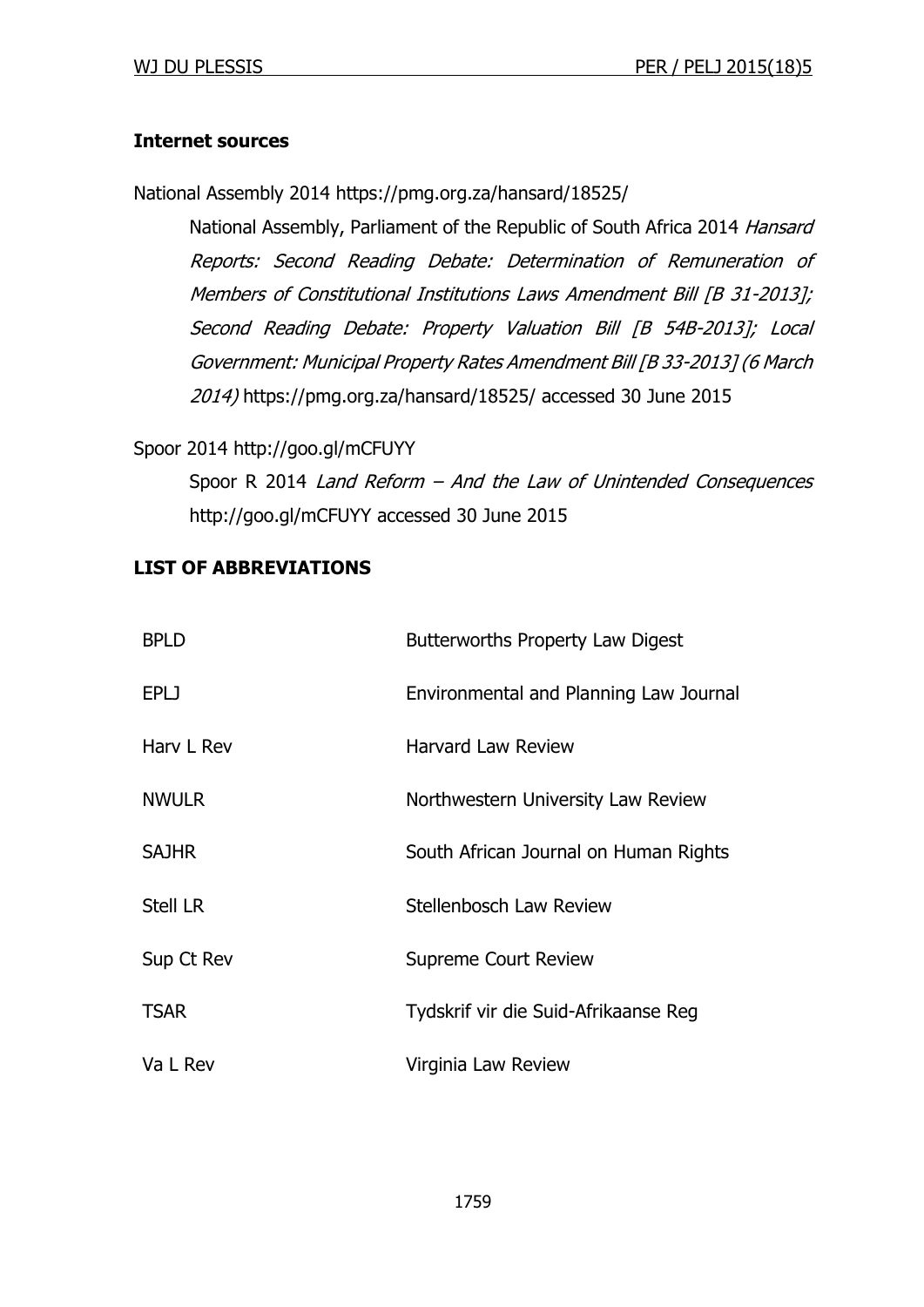## Internet sources

National Assembly 2014 https://pmg.org.za/hansard/18525/

National Assembly, Parliament of the Republic of South Africa 2014 *Hansard Reports: Second Reading Debate: Determination of Remuneration of Members of Constitutional Institutions Laws Amendment Bill [B 31-2013]; Second Reading Debate: Property Valuation Bill [B 54B-2013]; Local Government: Municipal Property Rates Amendment Bill [B 33-2013] (6 March 2014)* https://pmg.org.za/hansard/18525/ accessed 30 June 2015

Spoor 2014 http://goo.gl/mCFUYY

Spoor R 2014 *Land Reform – And the Law of Unintended Consequences* http://goo.gl/mCFUYY accessed 30 June 2015

## LIST OF ABBREVIATIONS

| | |
|---|---|
| BPLD | Butterworths Property Law Digest |
| EPLJ | Environmental and Planning Law Journal |
| Harv L Rev | Harvard Law Review |
| NWULR | Northwestern University Law Review |
| SAJHR | South African Journal on Human Rights |
| Stell LR | Stellenbosch Law Review |
| Sup Ct Rev | Supreme Court Review |
| TSAR | Tydskrif vir die Suid-Afrikaanse Reg |
| Va L Rev | Virginia Law Review |